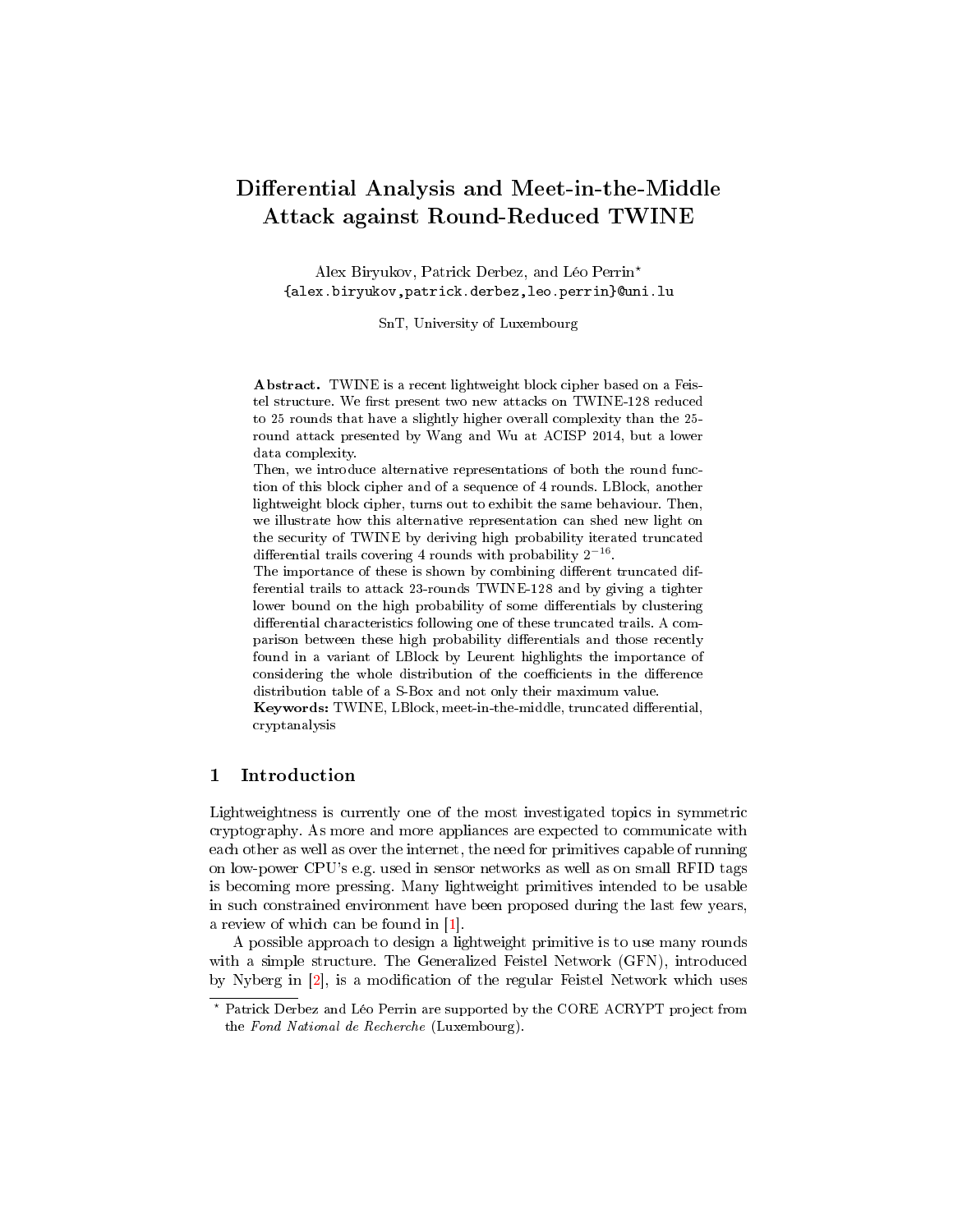# Differential Analysis and Meet-in-the-Middle Attack against Round-Reduced TWINE

Alex Biryukov, Patrick Derbez, and Léo Perrin*
{alex.biryukov,patrick.derbez,leo.perrin}@uni.lu

SnT, University of Luxembourg

**Abstract.** TWINE is a recent lightweight block cipher based on a Feistel structure. We first present two new attacks on TWINE-128 reduced to 25 rounds that have a slightly higher overall complexity than the 25-round attack presented by Wang and Wu at ACISP 2014, but a lower data complexity.

Then, we introduce alternative representations of both the round function of this block cipher and of a sequence of 4 rounds. LBlock, another lightweight block cipher, turns out to exhibit the same behaviour. Then, we illustrate how this alternative representation can shed new light on the security of TWINE by deriving high probability iterated truncated differential trails covering 4 rounds with probability $2^{-16}$.

The importance of these is shown by combining different truncated differential trails to attack 23-rounds TWINE-128 and by giving a tighter lower bound on the high probability of some differentials by clustering differential characteristics following one of these truncated trails. A comparison between these high probability differentials and those recently found in a variant of LBlock by Leurent highlights the importance of considering the whole distribution of the coefficients in the difference distribution table of a S-Box and not only their maximum value.

**Keywords:** TWINE, LBlock, meet-in-the-middle, truncated differential, cryptanalysis

## 1 Introduction

Lightweightness is currently one of the most investigated topics in symmetric cryptography. As more and more appliances are expected to communicate with each other as well as over the internet, the need for primitives capable of running on low-power CPU's e.g. used in sensor networks as well as on small RFID tags is becoming more pressing. Many lightweight primitives intended to be usable in such constrained environment have been proposed during the last few years, a review of which can be found in [1].

A possible approach to design a lightweight primitive is to use many rounds with a simple structure. The Generalized Feistel Network (GFN), introduced by Nyberg in [2], is a modification of the regular Feistel Network which uses

---

* Patrick Derbez and Léo Perrin are supported by the CORE ACRYPT project from the *Fond National de Recherche* (Luxembourg).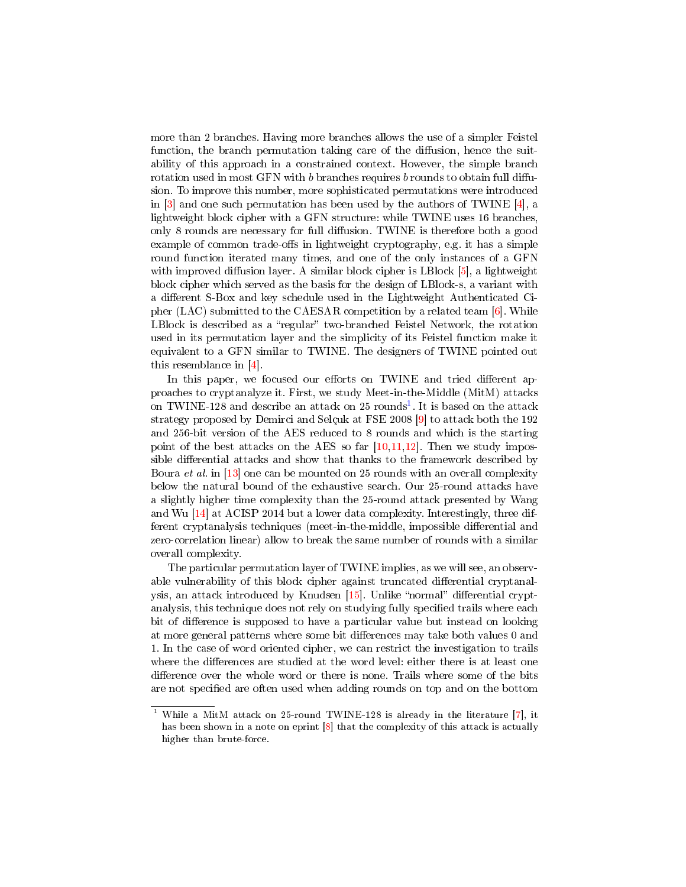more than 2 branches. Having more branches allows the use of a simpler Feistel function, the branch permutation taking care of the diffusion, hence the suitability of this approach in a constrained context. However, the simple branch rotation used in most GFN with $b$ branches requires $b$ rounds to obtain full diffusion. To improve this number, more sophisticated permutations were introduced in [3] and one such permutation has been used by the authors of TWINE [4], a lightweight block cipher with a GFN structure: while TWINE uses 16 branches, only 8 rounds are necessary for full diffusion. TWINE is therefore both a good example of common trade-offs in lightweight cryptography, e.g. it has a simple round function iterated many times, and one of the only instances of a GFN with improved diffusion layer. A similar block cipher is LBlock [5], a lightweight block cipher which served as the basis for the design of LBlock-s, a variant with a different S-Box and key schedule used in the Lightweight Authenticated Cipher (LAC) submitted to the CAESAR competition by a related team [6]. While LBlock is described as a "regular" two-branched Feistel Network, the rotation used in its permutation layer and the simplicity of its Feistel function make it equivalent to a GFN similar to TWINE. The designers of TWINE pointed out this resemblance in [4].

In this paper, we focused our efforts on TWINE and tried different approaches to cryptanalyze it. First, we study Meet-in-the-Middle (MitM) attacks on TWINE-128 and describe an attack on 25 rounds[1]. It is based on the attack strategy proposed by Demirci and Selçuk at FSE 2008 [9] to attack both the 192 and 256-bit version of the AES reduced to 8 rounds and which is the starting point of the best attacks on the AES so far [10,11,12]. Then we study impossible differential attacks and show that thanks to the framework described by Boura *et al.* in [13] one can be mounted on 25 rounds with an overall complexity below the natural bound of the exhaustive search. Our 25-round attacks have a slightly higher time complexity than the 25-round attack presented by Wang and Wu [14] at ACISP 2014 but a lower data complexity. Interestingly, three different cryptanalysis techniques (meet-in-the-middle, impossible differential and zero-correlation linear) allow to break the same number of rounds with a similar overall complexity.

The particular permutation layer of TWINE implies, as we will see, an observable vulnerability of this block cipher against truncated differential cryptanalysis, an attack introduced by Knudsen [15]. Unlike "normal" differential cryptanalysis, this technique does not rely on studying fully specified trails where each bit of difference is supposed to have a particular value but instead on looking at more general patterns where some bit differences may take both values 0 and 1. In the case of word oriented cipher, we can restrict the investigation to trails where the differences are studied at the word level: either there is at least one difference over the whole word or there is none. Trails where some of the bits are not specified are often used when adding rounds on top and on the bottom

[1] While a MitM attack on 25-round TWINE-128 is already in the literature [7], it has been shown in a note on eprint [8] that the complexity of this attack is actually higher than brute-force.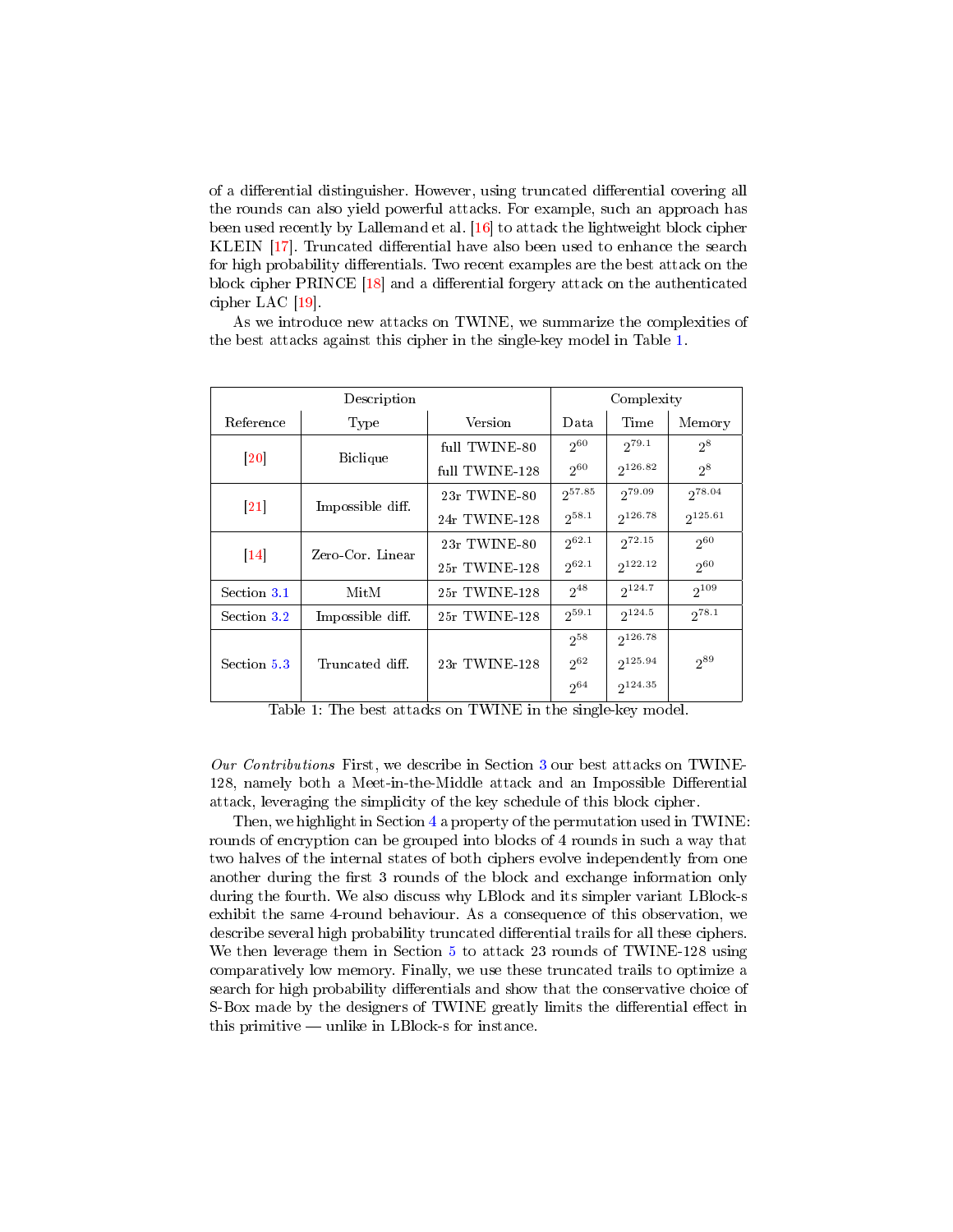of a differential distinguisher. However, using truncated differential covering all the rounds can also yield powerful attacks. For example, such an approach has been used recently by Lallemand et al. [16] to attack the lightweight block cipher KLEIN [17]. Truncated differential have also been used to enhance the search for high probability differentials. Two recent examples are the best attack on the block cipher PRINCE [18] and a differential forgery attack on the authenticated cipher LAC [19].

As we introduce new attacks on TWINE, we summarize the complexities of the best attacks against this cipher in the single-key model in Table 1.

| Description | | | Complexity | | |
|---|---|---|---|---|---|
| Reference | Type | Version | Data | Time | Memory |
| [20] | Biclique | full TWINE-80 | $2^{60}$ | $2^{79.1}$ | $2^{8}$ |
| | | full TWINE-128 | $2^{60}$ | $2^{126.82}$ | $2^{8}$ |
| [21] | Impossible diff. | 23r TWINE-80 | $2^{57.85}$ | $2^{79.09}$ | $2^{78.04}$ |
| | | 24r TWINE-128 | $2^{58.1}$ | $2^{126.78}$ | $2^{125.61}$ |
| [14] | Zero-Cor. Linear | 23r TWINE-80 | $2^{62.1}$ | $2^{72.15}$ | $2^{60}$ |
| | | 25r TWINE-128 | $2^{62.1}$ | $2^{122.12}$ | $2^{60}$ |
| Section 3.1 | MitM | 25r TWINE-128 | $2^{48}$ | $2^{124.7}$ | $2^{109}$ |
| Section 3.2 | Impossible diff. | 25r TWINE-128 | $2^{59.1}$ | $2^{124.5}$ | $2^{78.1}$ |
| Section 5.3 | Truncated diff. | 23r TWINE-128 | $2^{58}$ | $2^{126.78}$ | $2^{89}$ |
| | | | $2^{62}$ | $2^{125.94}$ | |
| | | | $2^{64}$ | $2^{124.35}$ | |

Table 1: The best attacks on TWINE in the single-key model.

*Our Contributions* First, we describe in Section 3 our best attacks on TWINE-128, namely both a Meet-in-the-Middle attack and an Impossible Differential attack, leveraging the simplicity of the key schedule of this block cipher.

Then, we highlight in Section 4 a property of the permutation used in TWINE: rounds of encryption can be grouped into blocks of 4 rounds in such a way that two halves of the internal states of both ciphers evolve independently from one another during the first 3 rounds of the block and exchange information only during the fourth. We also discuss why LBlock and its simpler variant LBlock-s exhibit the same 4-round behaviour. As a consequence of this observation, we describe several high probability truncated differential trails for all these ciphers. We then leverage them in Section 5 to attack 23 rounds of TWINE-128 using comparatively low memory. Finally, we use these truncated trails to optimize a search for high probability differentials and show that the conservative choice of S-Box made by the designers of TWINE greatly limits the differential effect in this primitive — unlike in LBlock-s for instance.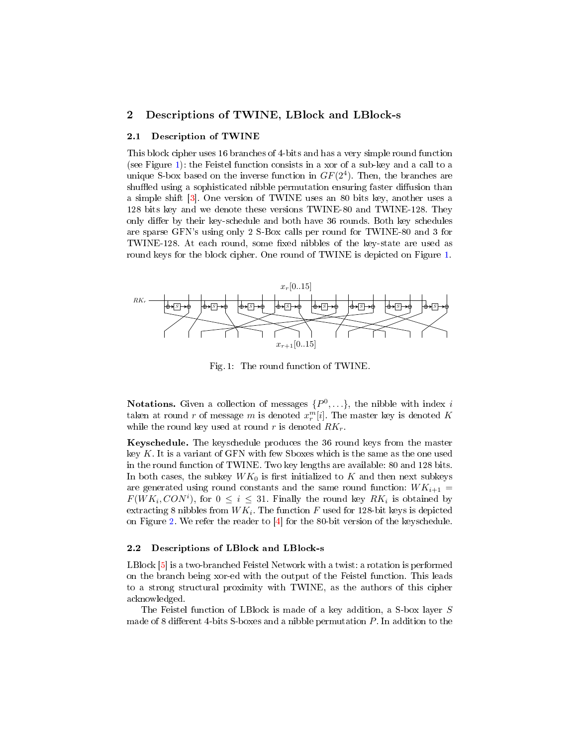## 2 Descriptions of TWINE, LBlock and LBlock-s

### 2.1 Description of TWINE

This block cipher uses 16 branches of 4-bits and has a very simple round function (see Figure 1): the Feistel function consists in a xor of a sub-key and a call to a unique S-box based on the inverse function in $GF(2^4)$. Then, the branches are shuffled using a sophisticated nibble permutation ensuring faster diffusion than a simple shift [3]. One version of TWINE uses an 80 bits key, another uses a 128 bits key and we denote these versions TWINE-80 and TWINE-128. They only differ by their key-schedule and both have 36 rounds. Both key schedules are sparse GFN's using only 2 S-Box calls per round for TWINE-80 and 3 for TWINE-128. At each round, some fixed nibbles of the key-state are used as round keys for the block cipher. One round of TWINE is depicted on Figure 1.

Fig. 1: The round function of TWINE.

**Notations.** Given a collection of messages $\{P^0, \ldots\}$, the nibble with index $i$ taken at round $r$ of message $m$ is denoted $x_r^m[i]$. The master key is denoted $K$ while the round key used at round $r$ is denoted $RK_r$.

**Keyschedule.** The keyschedule produces the 36 round keys from the master key $K$. It is a variant of GFN with few Sboxes which is the same as the one used in the round function of TWINE. Two key lengths are available: 80 and 128 bits. In both cases, the subkey $WK_0$ is first initialized to $K$ and then next subkeys are generated using round constants and the same round function: $WK_{i+1} = F(WK_i, CON^i)$, for $0 \leq i \leq 31$. Finally the round key $RK_i$ is obtained by extracting 8 nibbles from $WK_i$. The function $F$ used for 128-bit keys is depicted on Figure 2. We refer the reader to [4] for the 80-bit version of the keyschedule.

### 2.2 Descriptions of LBlock and LBlock-s

LBlock [5] is a two-branched Feistel Network with a twist: a rotation is performed on the branch being xor-ed with the output of the Feistel function. This leads to a strong structural proximity with TWINE, as the authors of this cipher acknowledged.

The Feistel function of LBlock is made of a key addition, a S-box layer $S$ made of 8 different 4-bits S-boxes and a nibble permutation $P$. In addition to the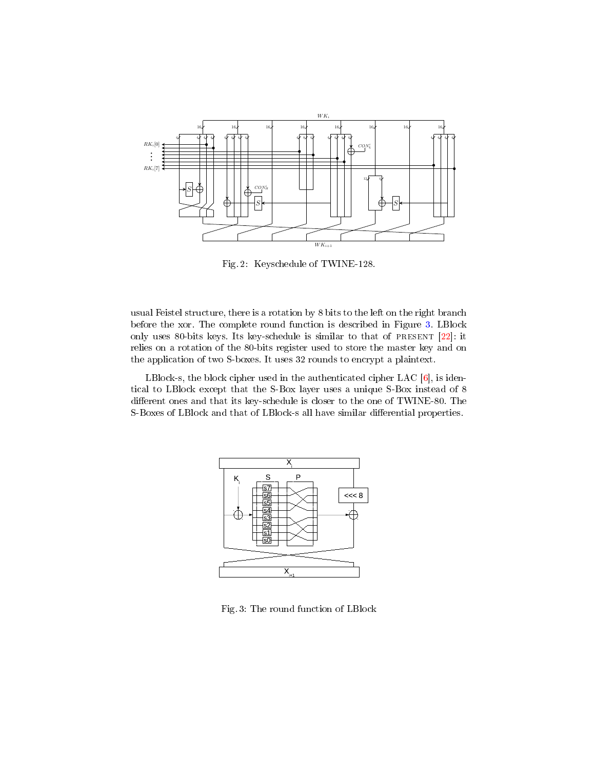Fig. 2: Keyschedule of TWINE-128.

usual Feistel structure, there is a rotation by 8 bits to the left on the right branch before the xor. The complete round function is described in Figure 3. LBlock only uses 80-bits keys. Its key-schedule is similar to that of PRESENT [22]: it relies on a rotation of the 80-bits register used to store the master key and on the application of two S-boxes. It uses 32 rounds to encrypt a plaintext.

LBlock-s, the block cipher used in the authenticated cipher LAC [6], is identical to LBlock except that the S-Box layer uses a unique S-Box instead of 8 different ones and that its key-schedule is closer to the one of TWINE-80. The S-Boxes of LBlock and that of LBlock-s all have similar differential properties.

Fig. 3: The round function of LBlock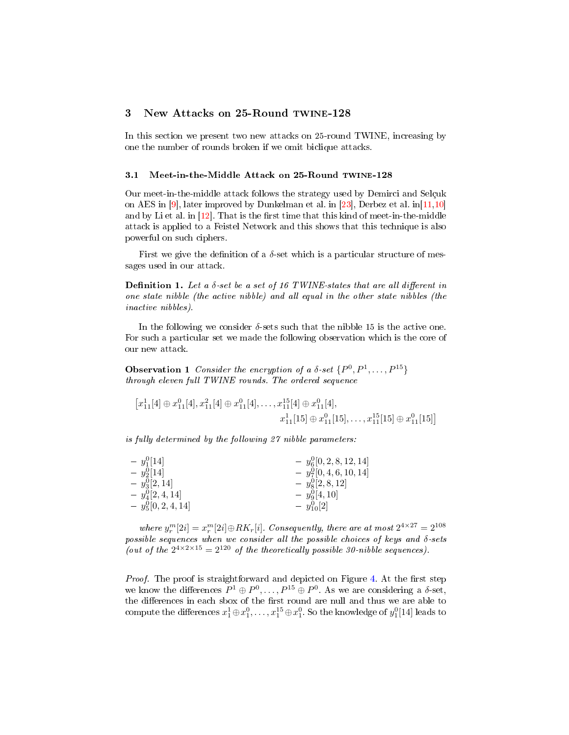## 3 New Attacks on 25-Round TWINE-128

In this section we present two new attacks on 25-round TWINE, increasing by one the number of rounds broken if we omit biclique attacks.

### 3.1 Meet-in-the-Middle Attack on 25-Round TWINE-128

Our meet-in-the-middle attack follows the strategy used by Demirci and Selçuk on AES in [9], later improved by Dunkelman et al. in [23], Derbez et al. in[11,10] and by Li et al. in [12]. That is the first time that this kind of meet-in-the-middle attack is applied to a Feistel Network and this shows that this technique is also powerful on such ciphers.

First we give the definition of a $\delta$-set which is a particular structure of messages used in our attack.

**Definition 1.** *Let a $\delta$-set be a set of 16 TWINE-states that are all different in one state nibble (the active nibble) and all equal in the other state nibbles (the inactive nibbles).*

In the following we consider $\delta$-sets such that the nibble 15 is the active one. For such a particular set we made the following observation which is the core of our new attack.

**Observation 1** *Consider the encryption of a $\delta$-set $\{P^0, P^1, \ldots, P^{15}\}$ through eleven full TWINE rounds. The ordered sequence*

$$[x_{11}^1[4] \oplus x_{11}^0[4], x_{11}^2[4] \oplus x_{11}^0[4], \ldots, x_{11}^{15}[4] \oplus x_{11}^0[4],$$
$$x_{11}^1[15] \oplus x_{11}^0[15], \ldots, x_{11}^{15}[15] \oplus x_{11}^0[15]]$$

*is fully determined by the following 27 nibble parameters:*

- $y_1^0[14]$
- $y_2^0[14]$
- $y_3^0[2, 14]$
- $y_4^0[2, 4, 14]$
- $y_5^0[0, 2, 4, 14]$
- $y_6^0[0, 2, 8, 12, 14]$
- $y_7^0[0, 4, 6, 10, 14]$
- $y_8^0[2, 8, 12]$
- $y_9^0[4, 10]$
- $y_{10}^0[2]$

*where $y_r^m[2i] = x_r^m[2i] \oplus RK_r[i]$. Consequently, there are at most $2^{4\times 27} = 2^{108}$ possible sequences when we consider all the possible choices of keys and $\delta$-sets (out of the $2^{4\times 2\times 15} = 2^{120}$ of the theoretically possible 30-nibble sequences).*

*Proof.* The proof is straightforward and depicted on Figure 4. At the first step we know the differences $P^1 \oplus P^0, \ldots, P^{15} \oplus P^0$. As we are considering a $\delta$-set, the differences in each sbox of the first round are null and thus we are able to compute the differences $x_1^1 \oplus x_1^0, \ldots, x_1^{15} \oplus x_1^0$. So the knowledge of $y_1^0[14]$ leads to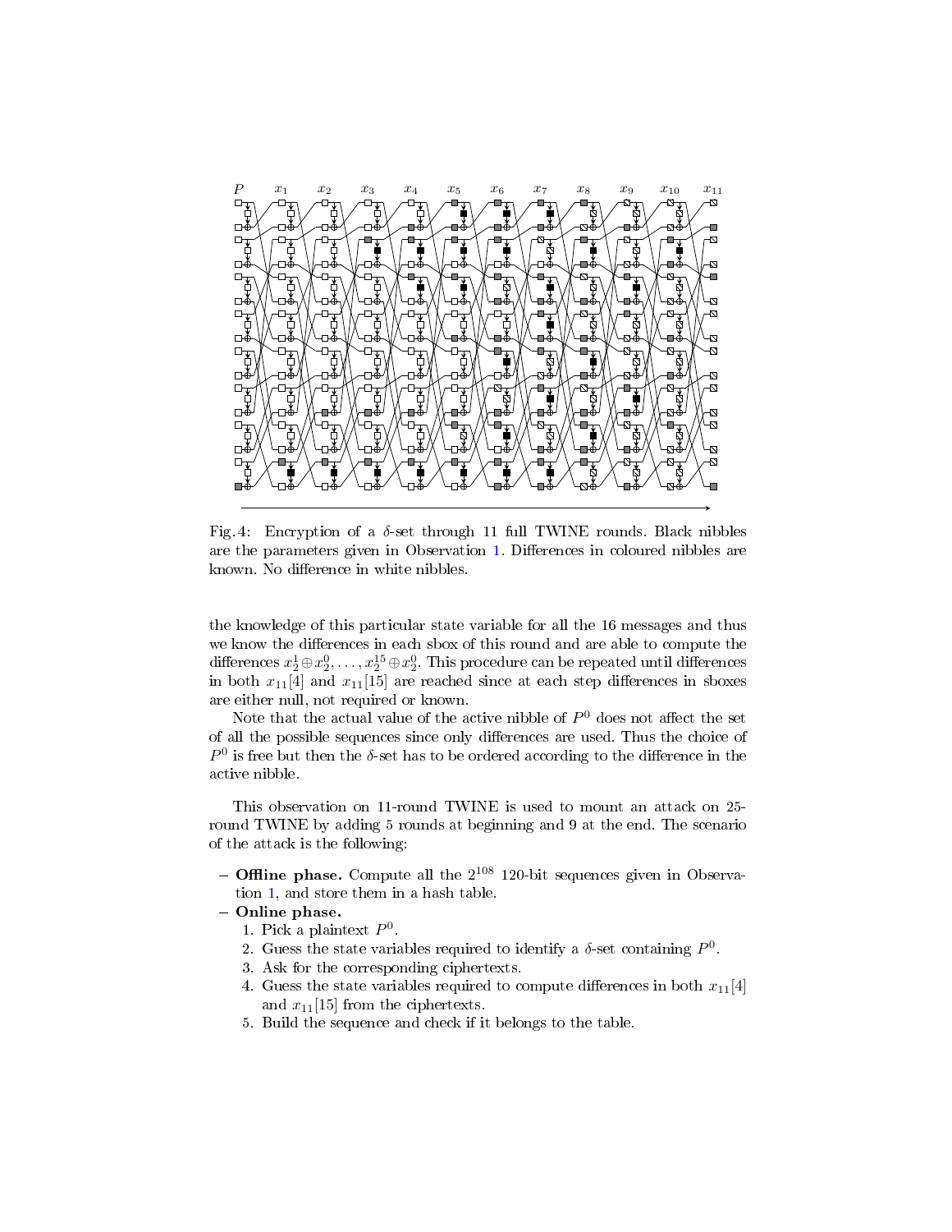Fig. 4: Encryption of a $\delta$-set through 11 full TWINE rounds. Black nibbles are the parameters given in Observation 1. Differences in coloured nibbles are known. No difference in white nibbles.

the knowledge of this particular state variable for all the 16 messages and thus we know the differences in each sbox of this round and are able to compute the differences $x_2^1 \oplus x_2^0, \ldots, x_2^{15} \oplus x_2^0$. This procedure can be repeated until differences in both $x_{11}[4]$ and $x_{11}[15]$ are reached since at each step differences in sboxes are either null, not required or known.

Note that the actual value of the active nibble of $P^0$ does not affect the set of all the possible sequences since only differences are used. Thus the choice of $P^0$ is free but then the $\delta$-set has to be ordered according to the difference in the active nibble.

This observation on 11-round TWINE is used to mount an attack on 25-round TWINE by adding 5 rounds at beginning and 9 at the end. The scenario of the attack is the following:

- **Offline phase.** Compute all the $2^{108}$ 120-bit sequences given in Observation 1, and store them in a hash table.
- **Online phase.**
  1. Pick a plaintext $P^0$.
  2. Guess the state variables required to identify a $\delta$-set containing $P^0$.
  3. Ask for the corresponding ciphertexts.
  4. Guess the state variables required to compute differences in both $x_{11}[4]$ and $x_{11}[15]$ from the ciphertexts.
  5. Build the sequence and check if it belongs to the table.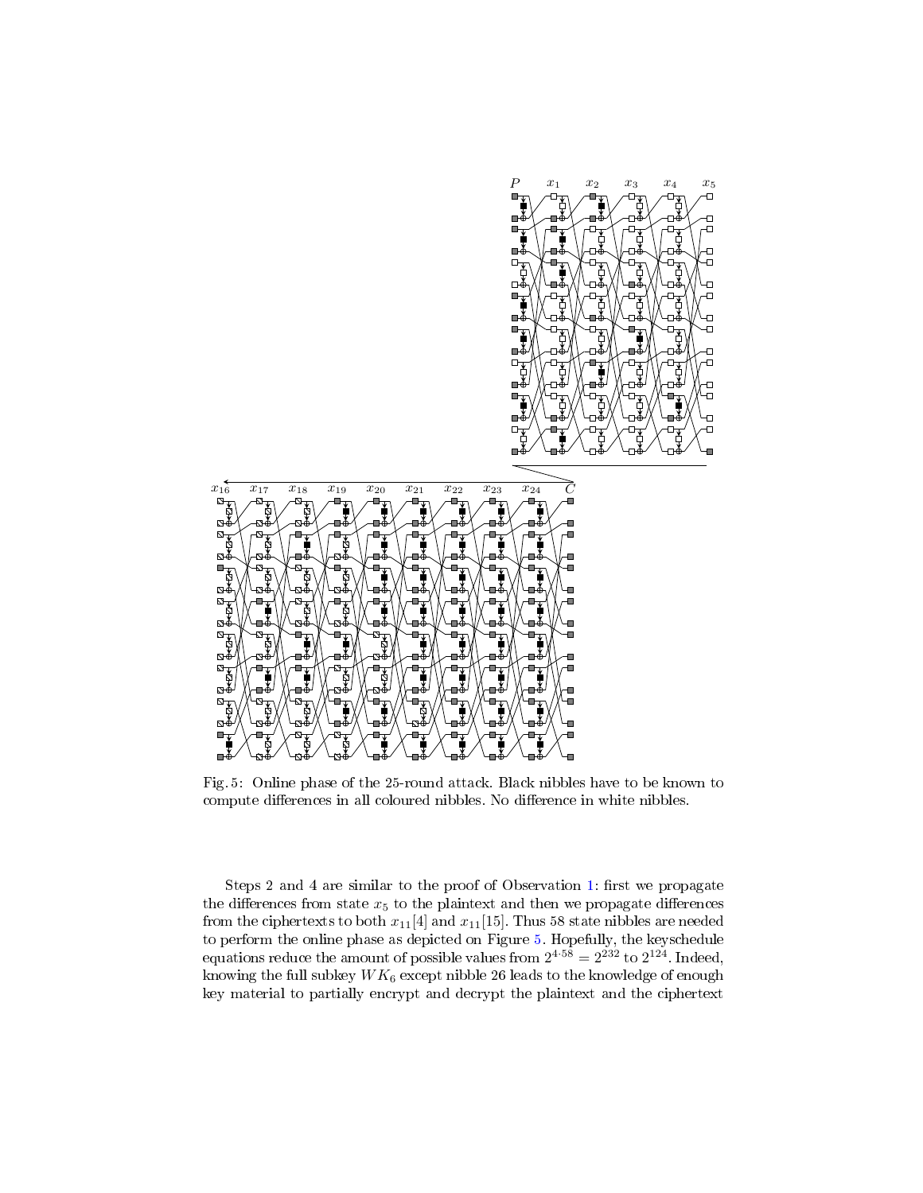Fig. 5: Online phase of the 25-round attack. Black nibbles have to be known to compute differences in all coloured nibbles. No difference in white nibbles.

Steps 2 and 4 are similar to the proof of Observation 1: first we propagate the differences from state $x_5$ to the plaintext and then we propagate differences from the ciphertexts to both $x_{11}[4]$ and $x_{11}[15]$. Thus 58 state nibbles are needed to perform the online phase as depicted on Figure 5. Hopefully, the keyschedule equations reduce the amount of possible values from $2^{4 \cdot 58} = 2^{232}$ to $2^{124}$. Indeed, knowing the full subkey $WK_6$ except nibble 26 leads to the knowledge of enough key material to partially encrypt and decrypt the plaintext and the ciphertext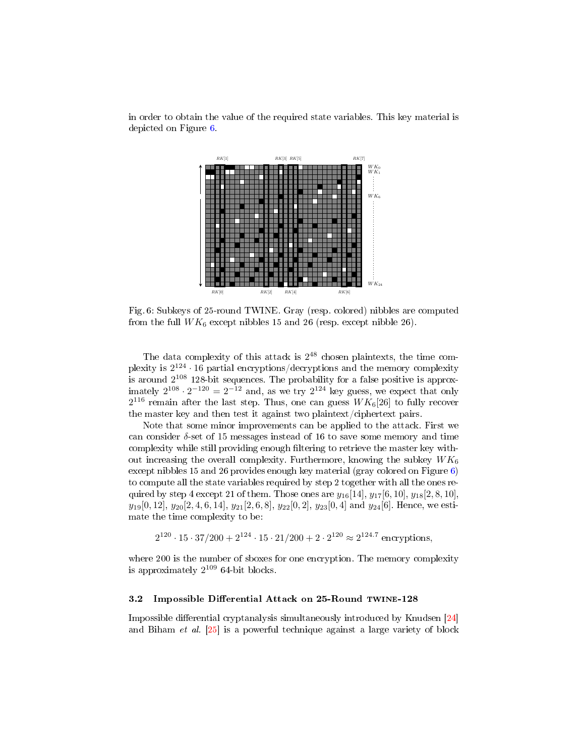in order to obtain the value of the required state variables. This key material is depicted on Figure 6.

Fig. 6: Subkeys of 25-round TWINE. Gray (resp. colored) nibbles are computed from the full $WK_6$ except nibbles 15 and 26 (resp. except nibble 26).

The data complexity of this attack is $2^{48}$ chosen plaintexts, the time complexity is $2^{124} \cdot 16$ partial encryptions/decryptions and the memory complexity is around $2^{108}$ 128-bit sequences. The probability for a false positive is approximately $2^{108} \cdot 2^{-120} = 2^{-12}$ and, as we try $2^{124}$ key guess, we expect that only $2^{116}$ remain after the last step. Thus, one can guess $WK_6[26]$ to fully recover the master key and then test it against two plaintext/ciphertext pairs.

Note that some minor improvements can be applied to the attack. First we can consider $\delta$-set of 15 messages instead of 16 to save some memory and time complexity while still providing enough filtering to retrieve the master key without increasing the overall complexity. Furthermore, knowing the subkey $WK_6$ except nibbles 15 and 26 provides enough key material (gray colored on Figure 6) to compute all the state variables required by step 2 together with all the ones required by step 4 except 21 of them. Those ones are $y_{16}[14]$, $y_{17}[6, 10]$, $y_{18}[2, 8, 10]$, $y_{19}[0, 12]$, $y_{20}[2, 4, 6, 14]$, $y_{21}[2, 6, 8]$, $y_{22}[0, 2]$, $y_{23}[0, 4]$ and $y_{24}[6]$. Hence, we estimate the time complexity to be:

$$2^{120} \cdot 15 \cdot 37/200 + 2^{124} \cdot 15 \cdot 21/200 + 2 \cdot 2^{120} \approx 2^{124.7} \text{ encryptions},$$

where 200 is the number of sboxes for one encryption. The memory complexity is approximately $2^{109}$ 64-bit blocks.

### 3.2 Impossible Differential Attack on 25-Round TWINE-128

Impossible differential cryptanalysis simultaneously introduced by Knudsen [24] and Biham *et al.* [25] is a powerful technique against a large variety of block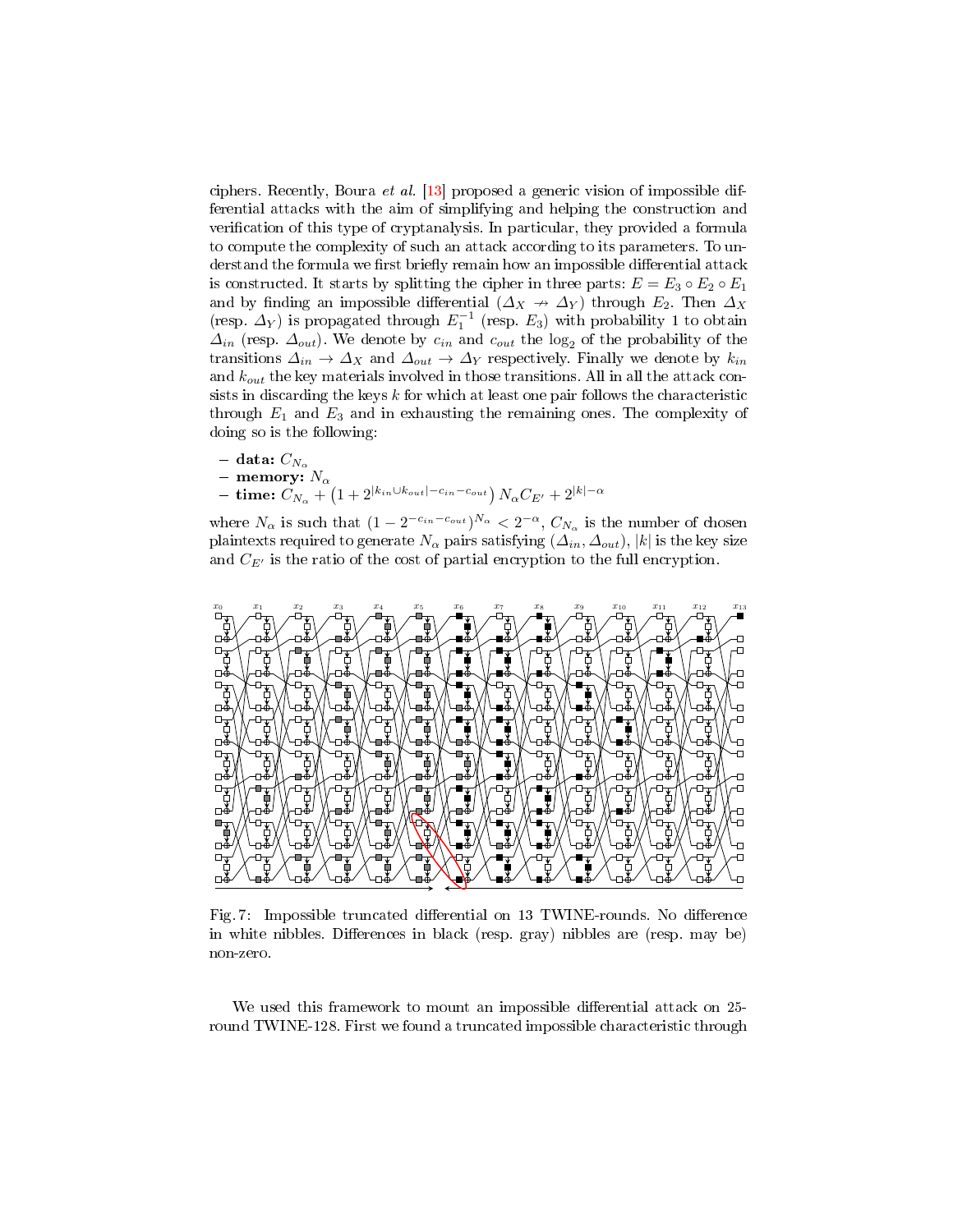ciphers. Recently, Boura *et al.* [13] proposed a generic vision of impossible differential attacks with the aim of simplifying and helping the construction and verification of this type of cryptanalysis. In particular, they provided a formula to compute the complexity of such an attack according to its parameters. To understand the formula we first briefly remain how an impossible differential attack is constructed. It starts by splitting the cipher in three parts: $E = E_3 \circ E_2 \circ E_1$ and by finding an impossible differential ($\Delta_X \nrightarrow \Delta_Y$) through $E_2$. Then $\Delta_X$ (resp. $\Delta_Y$) is propagated through $E_1^{-1}$ (resp. $E_3$) with probability 1 to obtain $\Delta_{in}$ (resp. $\Delta_{out}$). We denote by $c_{in}$ and $c_{out}$ the $\log_2$ of the probability of the transitions $\Delta_{in} \rightarrow \Delta_X$ and $\Delta_{out} \rightarrow \Delta_Y$ respectively. Finally we denote by $k_{in}$ and $k_{out}$ the key materials involved in those transitions. All in all the attack consists in discarding the keys $k$ for which at least one pair follows the characteristic through $E_1$ and $E_3$ and in exhausting the remaining ones. The complexity of doing so is the following:

- **data:** $C_{N_\alpha}$
- **memory:** $N_\alpha$
- **time:** $C_{N_\alpha} + \left(1 + 2^{|k_{in} \cup k_{out}| - c_{in} - c_{out}}\right) N_\alpha C_{E'} + 2^{|k| - \alpha}$

where $N_\alpha$ is such that $(1 - 2^{-c_{in} - c_{out}})^{N_\alpha} < 2^{-\alpha}$, $C_{N_\alpha}$ is the number of chosen plaintexts required to generate $N_\alpha$ pairs satisfying $(\Delta_{in}, \Delta_{out})$, $|k|$ is the key size and $C_{E'}$ is the ratio of the cost of partial encryption to the full encryption.

Fig. 7: Impossible truncated differential on 13 TWINE-rounds. No difference in white nibbles. Differences in black (resp. gray) nibbles are (resp. may be) non-zero.

We used this framework to mount an impossible differential attack on 25-round TWINE-128. First we found a truncated impossible characteristic through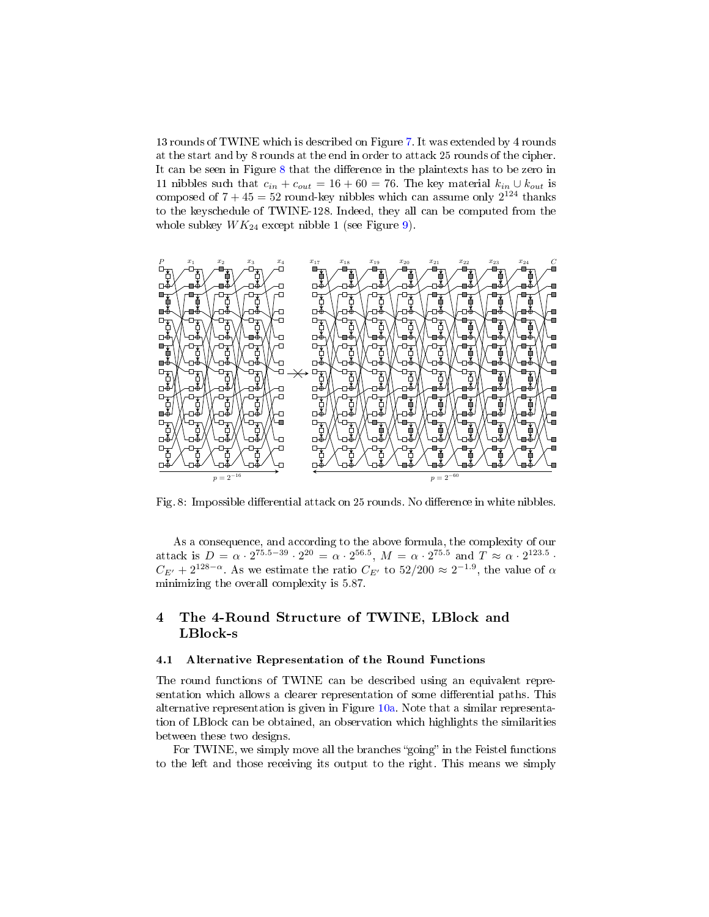13 rounds of TWINE which is described on Figure 7. It was extended by 4 rounds at the start and by 8 rounds at the end in order to attack 25 rounds of the cipher. It can be seen in Figure 8 that the difference in the plaintexts has to be zero in 11 nibbles such that $c_{in} + c_{out} = 16 + 60 = 76$. The key material $k_{in} \cup k_{out}$ is composed of $7 + 45 = 52$ round-key nibbles which can assume only $2^{124}$ thanks to the keyschedule of TWINE-128. Indeed, they all can be computed from the whole subkey $WK_{24}$ except nibble 1 (see Figure 9).

Fig. 8: Impossible differential attack on 25 rounds. No difference in white nibbles.

As a consequence, and according to the above formula, the complexity of our attack is $D = \alpha \cdot 2^{75.5-39} \cdot 2^{20} = \alpha \cdot 2^{56.5}$, $M = \alpha \cdot 2^{75.5}$ and $T \approx \alpha \cdot 2^{123.5} \cdot C_{E'} + 2^{128-\alpha}$. As we estimate the ratio $C_{E'}$ to $52/200 \approx 2^{-1.9}$, the value of $\alpha$ minimizing the overall complexity is 5.87.

## 4 The 4-Round Structure of TWINE, LBlock and LBlock-s

### 4.1 Alternative Representation of the Round Functions

The round functions of TWINE can be described using an equivalent representation which allows a clearer representation of some differential paths. This alternative representation is given in Figure 10a. Note that a similar representation of LBlock can be obtained, an observation which highlights the similarities between these two designs.

For TWINE, we simply move all the branches "going" in the Feistel functions to the left and those receiving its output to the right. This means we simply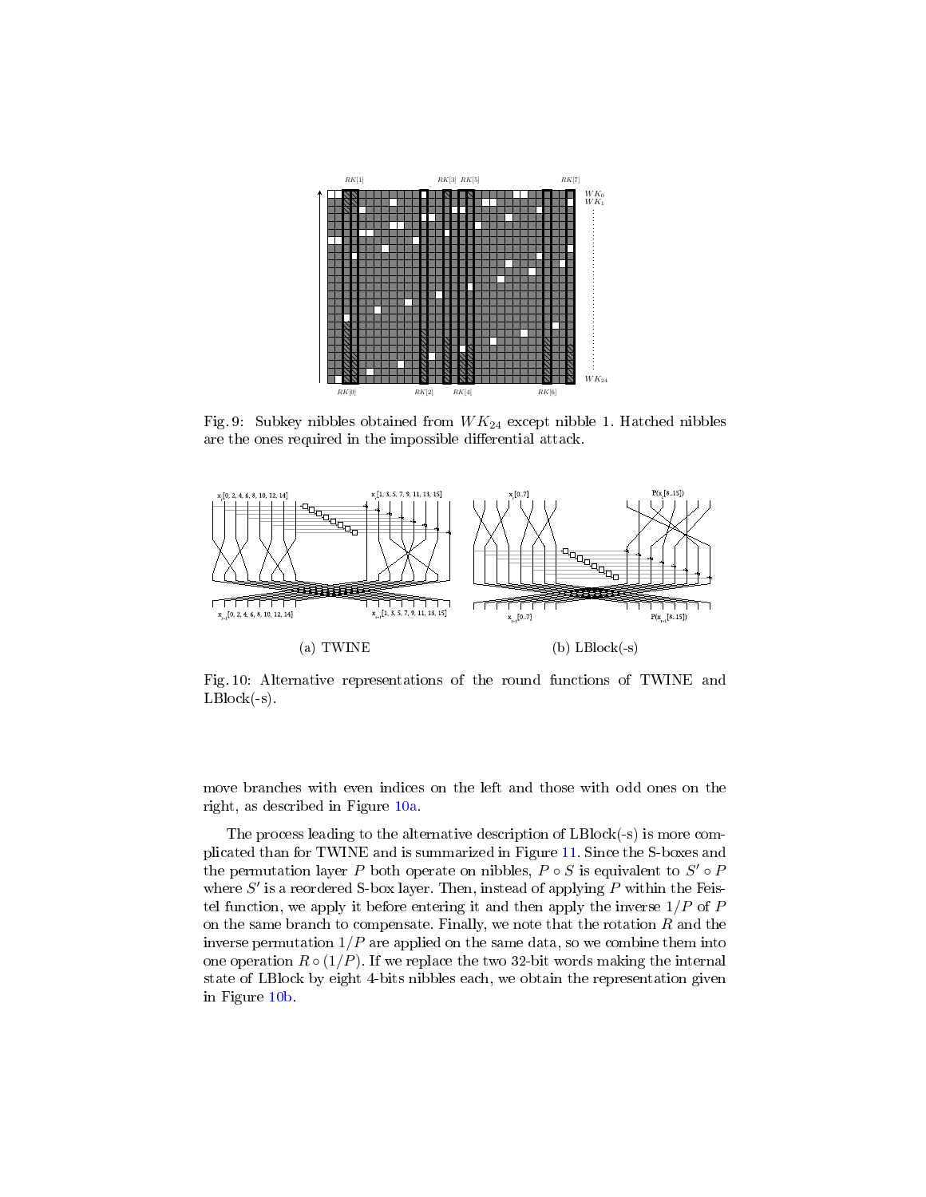Fig. 9: Subkey nibbles obtained from $WK_{24}$ except nibble 1. Hatched nibbles are the ones required in the impossible differential attack.

(a) TWINE

(b) LBlock(-s)

Fig. 10: Alternative representations of the round functions of TWINE and LBlock(-s).

move branches with even indices on the left and those with odd ones on the right, as described in Figure 10a.

The process leading to the alternative description of LBlock(-s) is more complicated than for TWINE and is summarized in Figure 11. Since the S-boxes and the permutation layer $P$ both operate on nibbles, $P \circ S$ is equivalent to $S' \circ P$ where $S'$ is a reordered S-box layer. Then, instead of applying $P$ within the Feistel function, we apply it before entering it and then apply the inverse $1/P$ of $P$ on the same branch to compensate. Finally, we note that the rotation $R$ and the inverse permutation $1/P$ are applied on the same data, so we combine them into one operation $R \circ (1/P)$. If we replace the two 32-bit words making the internal state of LBlock by eight 4-bits nibbles each, we obtain the representation given in Figure 10b.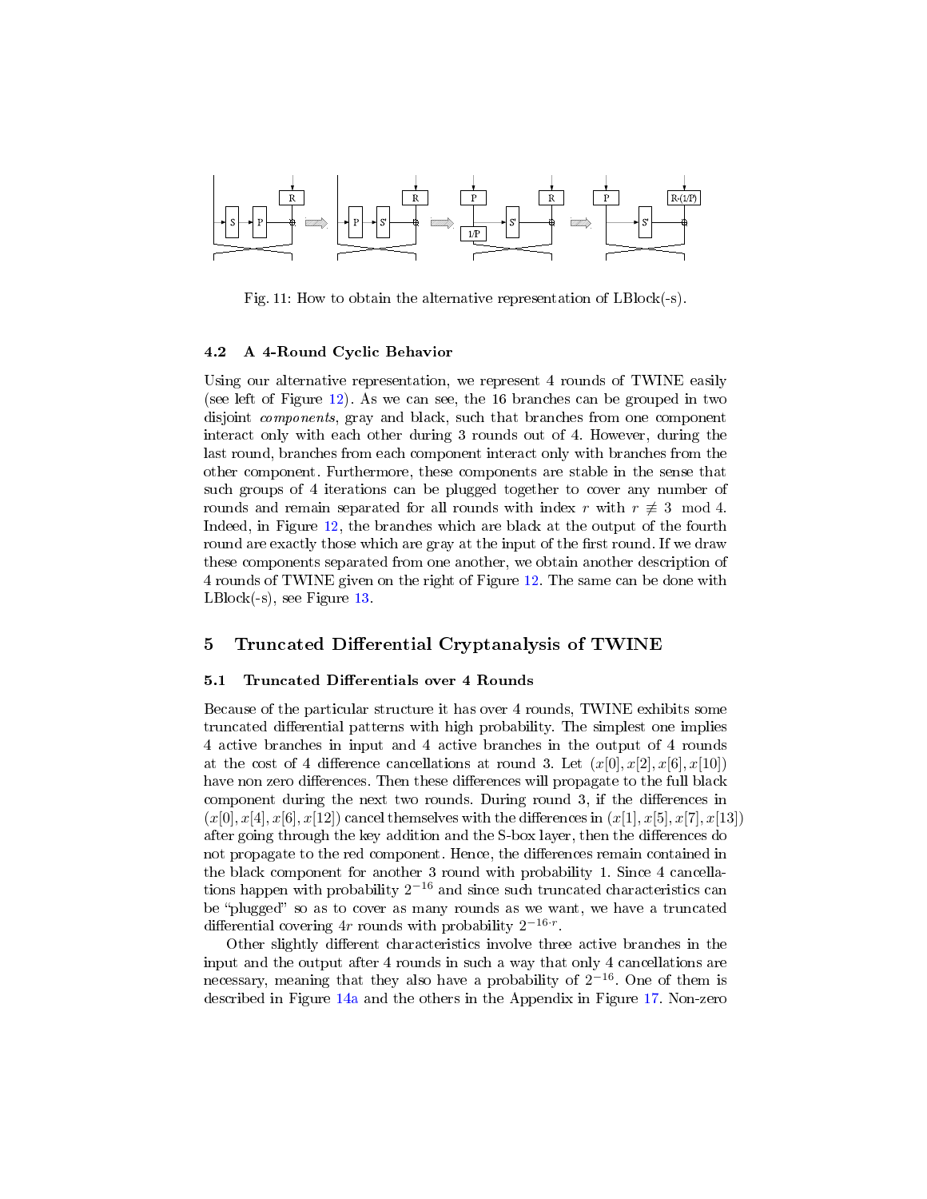Fig. 11: How to obtain the alternative representation of LBlock(-s).

### 4.2 A 4-Round Cyclic Behavior

Using our alternative representation, we represent 4 rounds of TWINE easily (see left of Figure 12). As we can see, the 16 branches can be grouped in two disjoint *components*, gray and black, such that branches from one component interact only with each other during 3 rounds out of 4. However, during the last round, branches from each component interact only with branches from the other component. Furthermore, these components are stable in the sense that such groups of 4 iterations can be plugged together to cover any number of rounds and remain separated for all rounds with index $r$ with $r \not\equiv 3 \mod 4$. Indeed, in Figure 12, the branches which are black at the output of the fourth round are exactly those which are gray at the input of the first round. If we draw these components separated from one another, we obtain another description of 4 rounds of TWINE given on the right of Figure 12. The same can be done with LBlock(-s), see Figure 13.

## 5 Truncated Differential Cryptanalysis of TWINE

### 5.1 Truncated Differentials over 4 Rounds

Because of the particular structure it has over 4 rounds, TWINE exhibits some truncated differential patterns with high probability. The simplest one implies 4 active branches in input and 4 active branches in the output of 4 rounds at the cost of 4 difference cancellations at round 3. Let $(x[0], x[2], x[6], x[10])$ have non zero differences. Then these differences will propagate to the full black component during the next two rounds. During round 3, if the differences in $(x[0], x[4], x[6], x[12])$ cancel themselves with the differences in $(x[1], x[5], x[7], x[13])$ after going through the key addition and the S-box layer, then the differences do not propagate to the red component. Hence, the differences remain contained in the black component for another 3 round with probability 1. Since 4 cancellations happen with probability $2^{-16}$ and since such truncated characteristics can be "plugged" so as to cover as many rounds as we want, we have a truncated differential covering $4r$ rounds with probability $2^{-16 \cdot r}$.

Other slightly different characteristics involve three active branches in the input and the output after 4 rounds in such a way that only 4 cancellations are necessary, meaning that they also have a probability of $2^{-16}$. One of them is described in Figure 14a and the others in the Appendix in Figure 17. Non-zero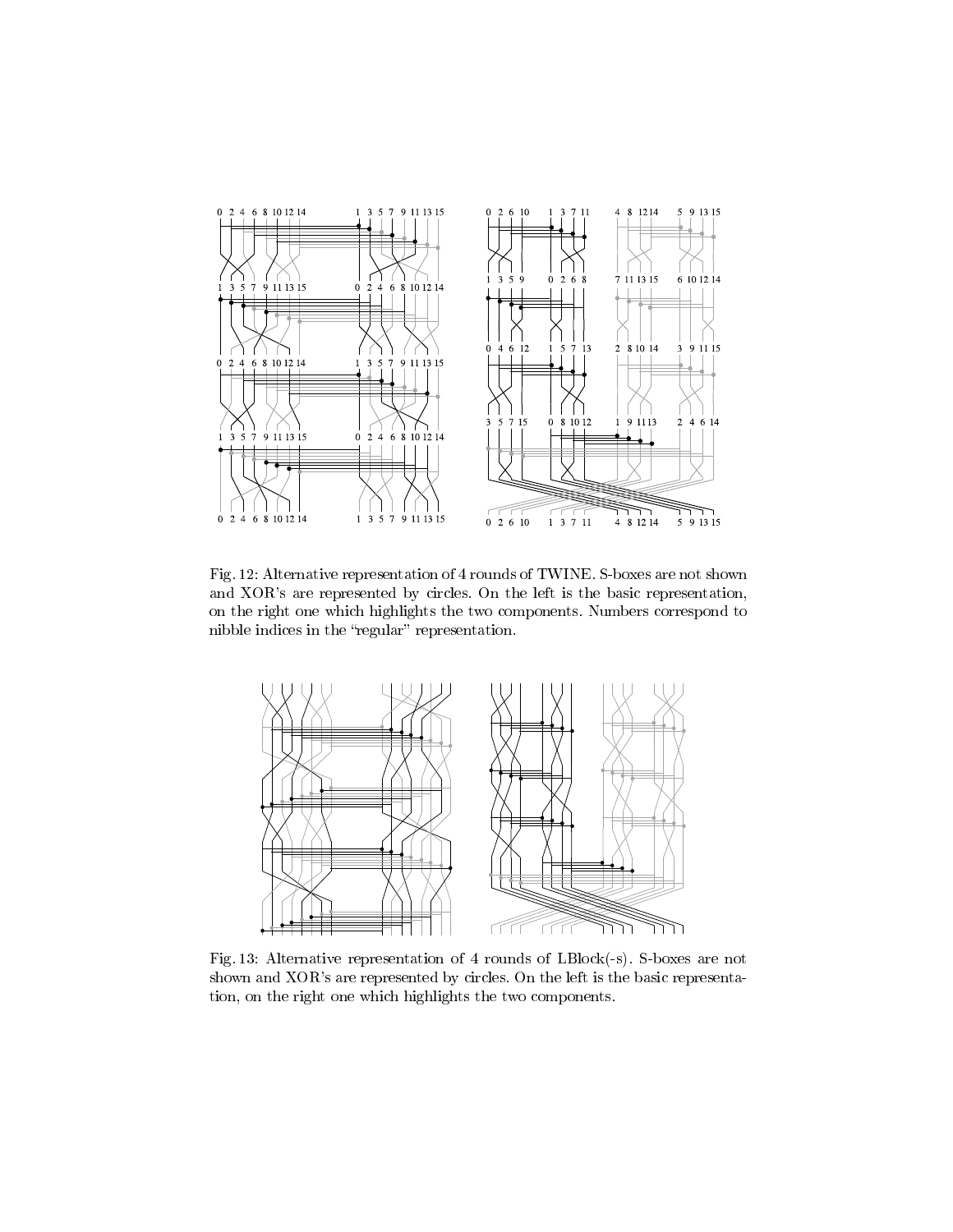Fig. 12: Alternative representation of 4 rounds of TWINE. S-boxes are not shown and XOR's are represented by circles. On the left is the basic representation, on the right one which highlights the two components. Numbers correspond to nibble indices in the "regular" representation.

Fig. 13: Alternative representation of 4 rounds of LBlock(-s). S-boxes are not shown and XOR's are represented by circles. On the left is the basic representation, on the right one which highlights the two components.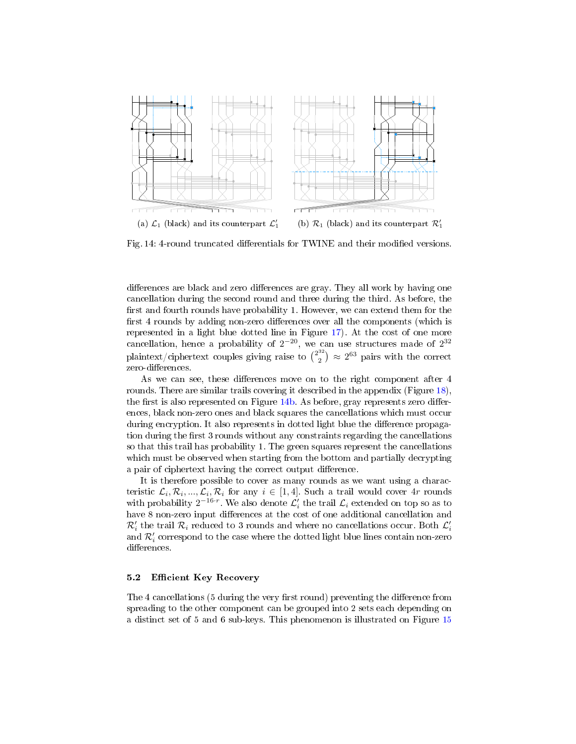(a) $\mathcal{L}_1$ (black) and its counterpart $\mathcal{L}'_1$

(b) $\mathcal{R}_1$ (black) and its counterpart $\mathcal{R}'_1$

Fig. 14: 4-round truncated differentials for TWINE and their modified versions.

differences are black and zero differences are gray. They all work by having one cancellation during the second round and three during the third. As before, the first and fourth rounds have probability 1. However, we can extend them for the first 4 rounds by adding non-zero differences over all the components (which is represented in a light blue dotted line in Figure 17). At the cost of one more cancellation, hence a probability of $2^{-20}$, we can use structures made of $2^{32}$ plaintext/ciphertext couples giving raise to $\binom{2^{32}}{2} \approx 2^{63}$ pairs with the correct zero-differences.

As we can see, these differences move on to the right component after 4 rounds. There are similar trails covering it described in the appendix (Figure 18), the first is also represented on Figure 14b. As before, gray represents zero differences, black non-zero ones and black squares the cancellations which must occur during encryption. It also represents in dotted light blue the difference propagation during the first 3 rounds without any constraints regarding the cancellations so that this trail has probability 1. The green squares represent the cancellations which must be observed when starting from the bottom and partially decrypting a pair of ciphertext having the correct output difference.

It is therefore possible to cover as many rounds as we want using a characteristic $\mathcal{L}_i, \mathcal{R}_i, ..., \mathcal{L}_i, \mathcal{R}_i$ for any $i \in [1, 4]$. Such a trail would cover $4r$ rounds with probability $2^{-16 \cdot r}$. We also denote $\mathcal{L}'_i$ the trail $\mathcal{L}_i$ extended on top so as to have 8 non-zero input differences at the cost of one additional cancellation and $\mathcal{R}'_i$ the trail $\mathcal{R}_i$ reduced to 3 rounds and where no cancellations occur. Both $\mathcal{L}'_i$ and $\mathcal{R}'_i$ correspond to the case where the dotted light blue lines contain non-zero differences.

### 5.2 Efficient Key Recovery

The 4 cancellations (5 during the very first round) preventing the difference from spreading to the other component can be grouped into 2 sets each depending on a distinct set of 5 and 6 sub-keys. This phenomenon is illustrated on Figure 15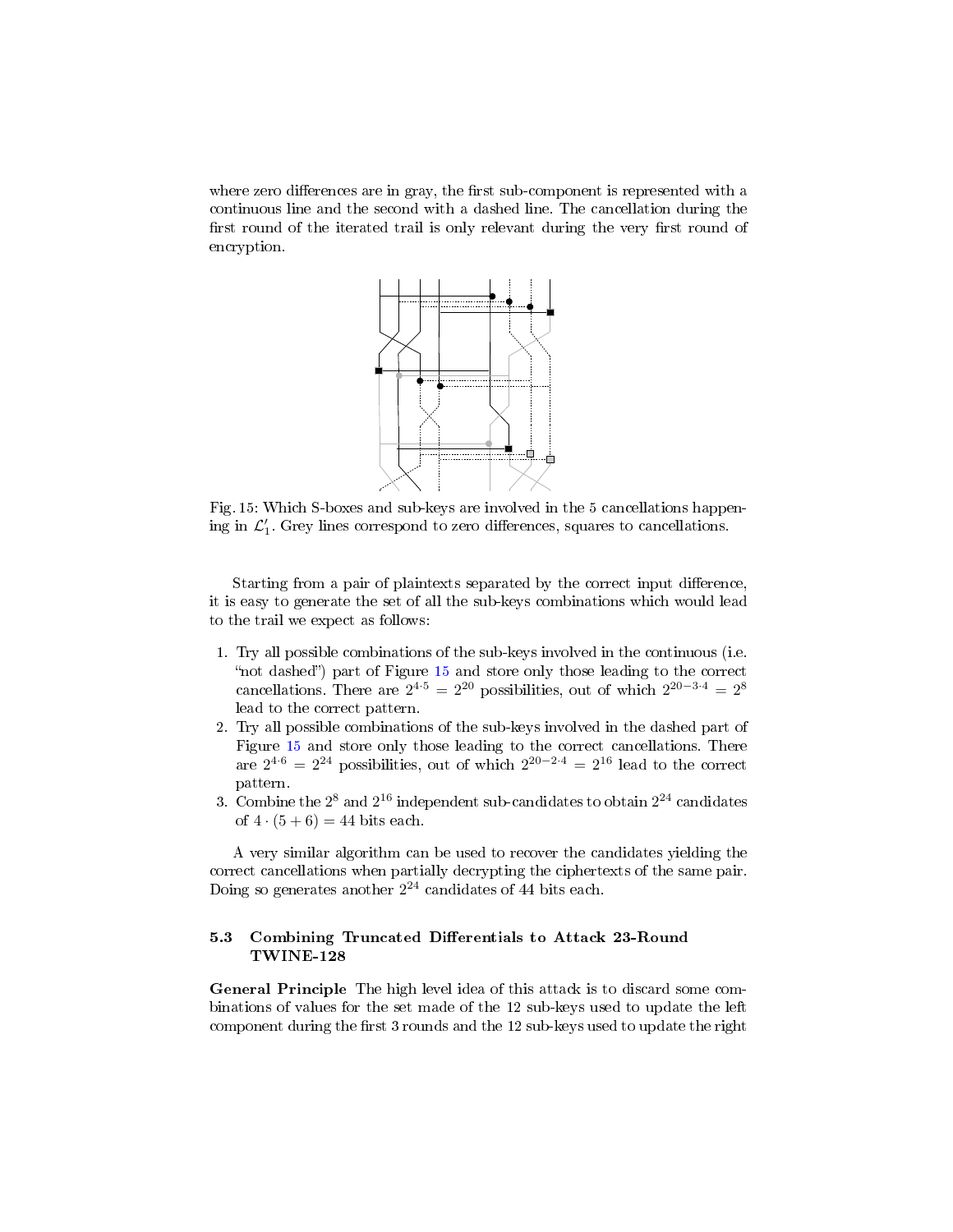where zero differences are in gray, the first sub-component is represented with a continuous line and the second with a dashed line. The cancellation during the first round of the iterated trail is only relevant during the very first round of encryption.

Fig. 15: Which S-boxes and sub-keys are involved in the 5 cancellations happening in $\mathcal{L}'_1$. Grey lines correspond to zero differences, squares to cancellations.

Starting from a pair of plaintexts separated by the correct input difference, it is easy to generate the set of all the sub-keys combinations which would lead to the trail we expect as follows:

1. Try all possible combinations of the sub-keys involved in the continuous (i.e. "not dashed") part of Figure 15 and store only those leading to the correct cancellations. There are $2^{4 \cdot 5} = 2^{20}$ possibilities, out of which $2^{20-3 \cdot 4} = 2^{8}$ lead to the correct pattern.
2. Try all possible combinations of the sub-keys involved in the dashed part of Figure 15 and store only those leading to the correct cancellations. There are $2^{4 \cdot 6} = 2^{24}$ possibilities, out of which $2^{20-2 \cdot 4} = 2^{16}$ lead to the correct pattern.
3. Combine the $2^{8}$ and $2^{16}$ independent sub-candidates to obtain $2^{24}$ candidates of $4 \cdot (5+6) = 44$ bits each.

A very similar algorithm can be used to recover the candidates yielding the correct cancellations when partially decrypting the ciphertexts of the same pair. Doing so generates another $2^{24}$ candidates of 44 bits each.

### 5.3 Combining Truncated Differentials to Attack 23-Round TWINE-128

**General Principle** The high level idea of this attack is to discard some combinations of values for the set made of the 12 sub-keys used to update the left component during the first 3 rounds and the 12 sub-keys used to update the right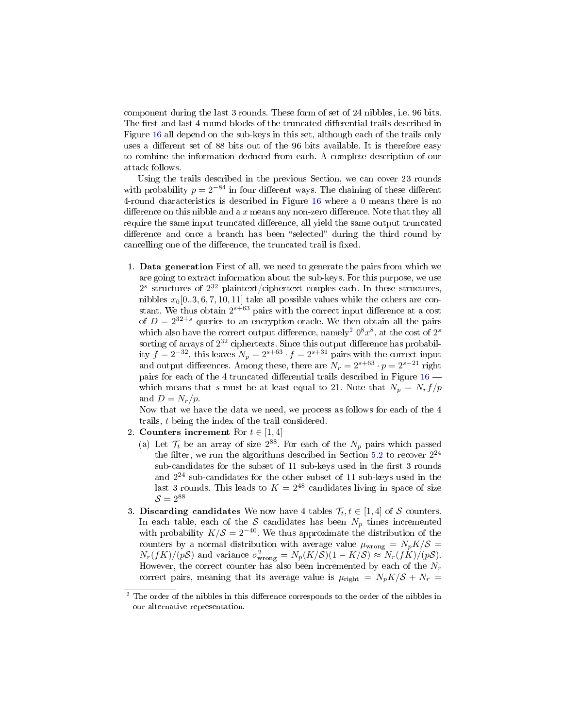component during the last 3 rounds. These form of set of 24 nibbles, i.e. 96 bits. The first and last 4-round blocks of the truncated differential trails described in Figure 16 all depend on the sub-keys in this set, although each of the trails only uses a different set of 88 bits out of the 96 bits available. It is therefore easy to combine the information deduced from each. A complete description of our attack follows.

Using the trails described in the previous Section, we can cover 23 rounds with probability $p = 2^{-84}$ in four different ways. The chaining of these different 4-round characteristics is described in Figure 16 where a 0 means there is no difference on this nibble and a $x$ means any non-zero difference. Note that they all require the same input truncated difference, all yield the same output truncated difference and once a branch has been "selected" during the third round by cancelling one of the difference, the truncated trail is fixed.

1. **Data generation** First of all, we need to generate the pairs from which we are going to extract information about the sub-keys. For this purpose, we use $2^s$ structures of $2^{32}$ plaintext/ciphertext couples each. In these structures, nibbles $x_0[0..3, 6, 7, 10, 11]$ take all possible values while the others are constant. We thus obtain $2^{s+63}$ pairs with the correct input difference at a cost of $D = 2^{32+s}$ queries to an encryption oracle. We then obtain all the pairs which also have the correct output difference, namely[2] $0^8x^8$, at the cost of $2^s$ sorting of arrays of $2^{32}$ ciphertexts. Since this output difference has probability $f = 2^{-32}$, this leaves $N_p = 2^{s+63} \cdot f = 2^{s+31}$ pairs with the correct input and output differences. Among these, there are $N_r = 2^{s+63} \cdot p = 2^{s-21}$ right pairs for each of the 4 truncated differential trails described in Figure 16 — which means that $s$ must be at least equal to 21. Note that $N_p = N_r f/p$ and $D = N_r/p$.
   Now that we have the data we need, we process as follows for each of the 4 trails, $t$ being the index of the trail considered.
2. **Counters increment** For $t \in [1, 4]$
   (a) Let $\mathcal{T}_t$ be an array of size $2^{88}$. For each of the $N_p$ pairs which passed the filter, we run the algorithms described in Section 5.2 to recover $2^{24}$ sub-candidates for the subset of 11 sub-keys used in the first 3 rounds and $2^{24}$ sub-candidates for the other subset of 11 sub-keys used in the last 3 rounds. This leads to $K = 2^{48}$ candidates living in space of size $\mathcal{S} = 2^{88}$
3. **Discarding candidates** We now have 4 tables $\mathcal{T}_t, t \in [1, 4]$ of $\mathcal{S}$ counters. In each table, each of the $\mathcal{S}$ candidates has been $N_p$ times incremented with probability $K/\mathcal{S} = 2^{-40}$. We thus approximate the distribution of the counters by a normal distribution with average value $\mu_{\text{wrong}} = N_p K/\mathcal{S} = N_r(fK)/(p\mathcal{S})$ and variance $\sigma^2_{\text{wrong}} = N_p(K/\mathcal{S})(1 - K/\mathcal{S}) \approx N_r(fK)/(p\mathcal{S})$. However, the correct counter has also been incremented by each of the $N_r$ correct pairs, meaning that its average value is $\mu_{\text{right}} = N_p K/\mathcal{S} + N_r =$

[2] The order of the nibbles in this difference corresponds to the order of the nibbles in our alternative representation.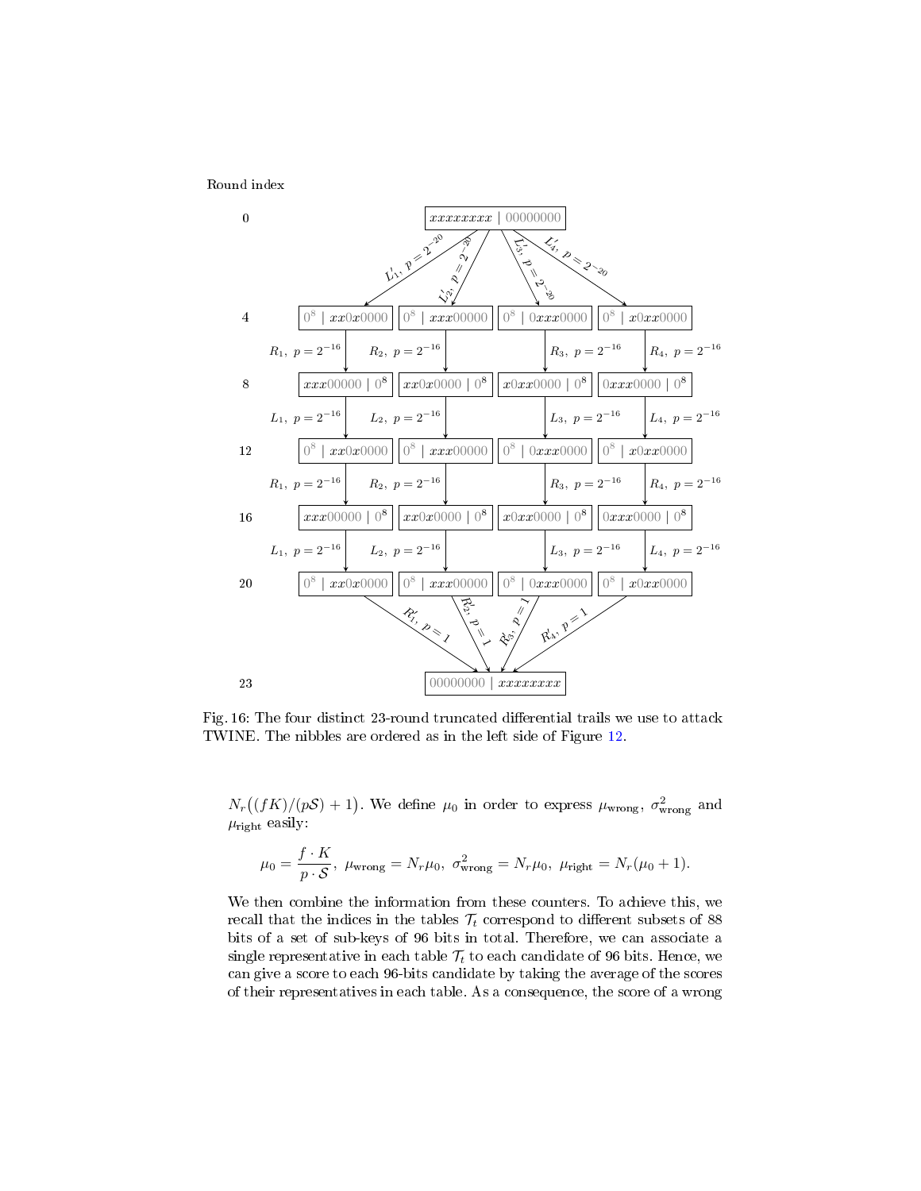Round index

| Round | | | | |
|---|---|---|---|---|
| 0 | $xxxxxxxx \mid 00000000$ | | | |
| | $L'_1,\ p = 2^{-20}$ | $L'_2,\ p = 2^{-20}$ | $L'_3,\ p = 2^{-20}$ | $L'_4,\ p = 2^{-20}$ |
| 4 | $0^8 \mid xx0x0000$ | $0^8 \mid xxx00000$ | $0^8 \mid 0xxx0000$ | $0^8 \mid x0xx0000$ |
| | $R_1,\ p = 2^{-16}$ | $R_2,\ p = 2^{-16}$ | $R_3,\ p = 2^{-16}$ | $R_4,\ p = 2^{-16}$ |
| 8 | $xxx00000 \mid 0^8$ | $xx0x0000 \mid 0^8$ | $x0xx0000 \mid 0^8$ | $0xxx0000 \mid 0^8$ |
| | $L_1,\ p = 2^{-16}$ | $L_2,\ p = 2^{-16}$ | $L_3,\ p = 2^{-16}$ | $L_4,\ p = 2^{-16}$ |
| 12 | $0^8 \mid xx0x0000$ | $0^8 \mid xxx00000$ | $0^8 \mid 0xxx0000$ | $0^8 \mid x0xx0000$ |
| | $R_1,\ p = 2^{-16}$ | $R_2,\ p = 2^{-16}$ | $R_3,\ p = 2^{-16}$ | $R_4,\ p = 2^{-16}$ |
| 16 | $xxx00000 \mid 0^8$ | $xx0x0000 \mid 0^8$ | $x0xx0000 \mid 0^8$ | $0xxx0000 \mid 0^8$ |
| | $L_1,\ p = 2^{-16}$ | $L_2,\ p = 2^{-16}$ | $L_3,\ p = 2^{-16}$ | $L_4,\ p = 2^{-16}$ |
| 20 | $0^8 \mid xx0x0000$ | $0^8 \mid xxx00000$ | $0^8 \mid 0xxx0000$ | $0^8 \mid x0xx0000$ |
| | $R'_1,\ p = 1$ | $R'_2,\ p = 1$ | $R'_3,\ p = 1$ | $R'_4,\ p = 1$ |
| 23 | $00000000 \mid xxxxxxxx$ | | | |

Fig. 16: The four distinct 23-round truncated differential trails we use to attack TWINE. The nibbles are ordered as in the left side of Figure 12.

$N_r\big((fK)/(p\mathcal{S}) + 1\big)$. We define $\mu_0$ in order to express $\mu_{\text{wrong}}$, $\sigma^2_{\text{wrong}}$ and $\mu_{\text{right}}$ easily:

$$\mu_0 = \frac{f \cdot K}{p \cdot \mathcal{S}},\ \mu_{\text{wrong}} = N_r\mu_0,\ \sigma^2_{\text{wrong}} = N_r\mu_0,\ \mu_{\text{right}} = N_r(\mu_0 + 1).$$

We then combine the information from these counters. To achieve this, we recall that the indices in the tables $\mathcal{T}_t$ correspond to different subsets of 88 bits of a set of sub-keys of 96 bits in total. Therefore, we can associate a single representative in each table $\mathcal{T}_t$ to each candidate of 96 bits. Hence, we can give a score to each 96-bits candidate by taking the average of the scores of their representatives in each table. As a consequence, the score of a wrong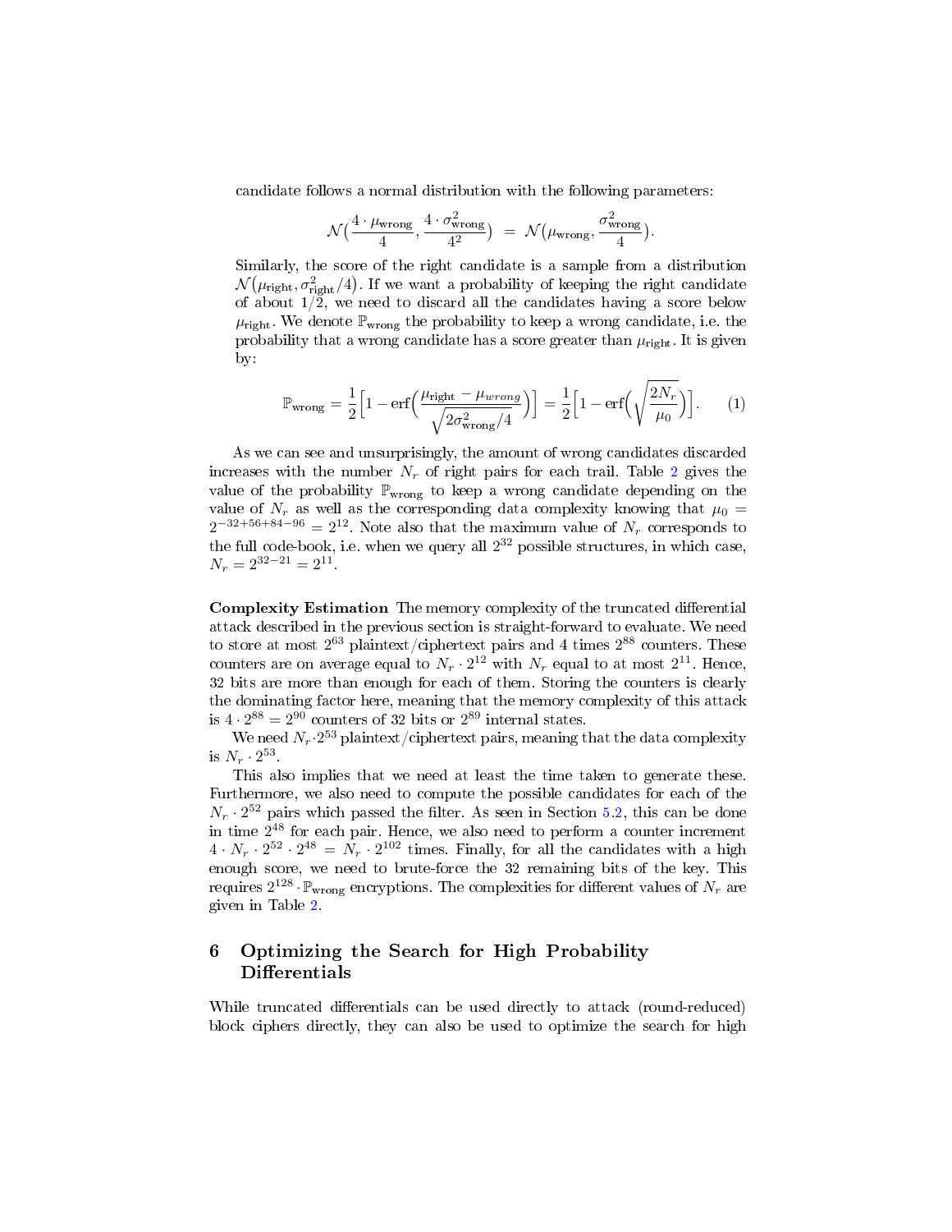candidate follows a normal distribution with the following parameters:

$$\mathcal{N}\big(\frac{4\cdot\mu_{\text{wrong}}}{4}, \frac{4\cdot\sigma^2_{\text{wrong}}}{4^2}\big) \;=\; \mathcal{N}\big(\mu_{\text{wrong}}, \frac{\sigma^2_{\text{wrong}}}{4}\big).$$

Similarly, the score of the right candidate is a sample from a distribution $\mathcal{N}\big(\mu_{\text{right}}, \sigma^2_{\text{right}}/4\big)$. If we want a probability of keeping the right candidate of about 1/2, we need to discard all the candidates having a score below $\mu_{\text{right}}$. We denote $\mathbb{P}_{\text{wrong}}$ the probability to keep a wrong candidate, i.e. the probability that a wrong candidate has a score greater than $\mu_{\text{right}}$. It is given by:

$$\mathbb{P}_{\text{wrong}} = \frac{1}{2}\Big[1 - \text{erf}\Big(\frac{\mu_{\text{right}} - \mu_{wrong}}{\sqrt{2\sigma^2_{\text{wrong}}/4}}\Big)\Big] = \frac{1}{2}\Big[1 - \text{erf}\Big(\sqrt{\frac{2N_r}{\mu_0}}\Big)\Big]. \tag{1}$$

As we can see and unsurprisingly, the amount of wrong candidates discarded increases with the number $N_r$ of right pairs for each trail. Table 2 gives the value of the probability $\mathbb{P}_{\text{wrong}}$ to keep a wrong candidate depending on the value of $N_r$ as well as the corresponding data complexity knowing that $\mu_0 = 2^{-32+56+84-96} = 2^{12}$. Note also that the maximum value of $N_r$ corresponds to the full code-book, i.e. when we query all $2^{32}$ possible structures, in which case, $N_r = 2^{32-21} = 2^{11}$.

**Complexity Estimation** The memory complexity of the truncated differential attack described in the previous section is straight-forward to evaluate. We need to store at most $2^{63}$ plaintext/ciphertext pairs and 4 times $2^{88}$ counters. These counters are on average equal to $N_r \cdot 2^{12}$ with $N_r$ equal to at most $2^{11}$. Hence, 32 bits are more than enough for each of them. Storing the counters is clearly the dominating factor here, meaning that the memory complexity of this attack is $4 \cdot 2^{88} = 2^{90}$ counters of 32 bits or $2^{89}$ internal states.

We need $N_r \cdot 2^{53}$ plaintext/ciphertext pairs, meaning that the data complexity is $N_r \cdot 2^{53}$.

This also implies that we need at least the time taken to generate these. Furthermore, we also need to compute the possible candidates for each of the $N_r \cdot 2^{52}$ pairs which passed the filter. As seen in Section 5.2, this can be done in time $2^{48}$ for each pair. Hence, we also need to perform a counter increment $4 \cdot N_r \cdot 2^{52} \cdot 2^{48} = N_r \cdot 2^{102}$ times. Finally, for all the candidates with a high enough score, we need to brute-force the 32 remaining bits of the key. This requires $2^{128} \cdot \mathbb{P}_{\text{wrong}}$ encryptions. The complexities for different values of $N_r$ are given in Table 2.

# 6 Optimizing the Search for High Probability Differentials

While truncated differentials can be used directly to attack (round-reduced) block ciphers directly, they can also be used to optimize the search for high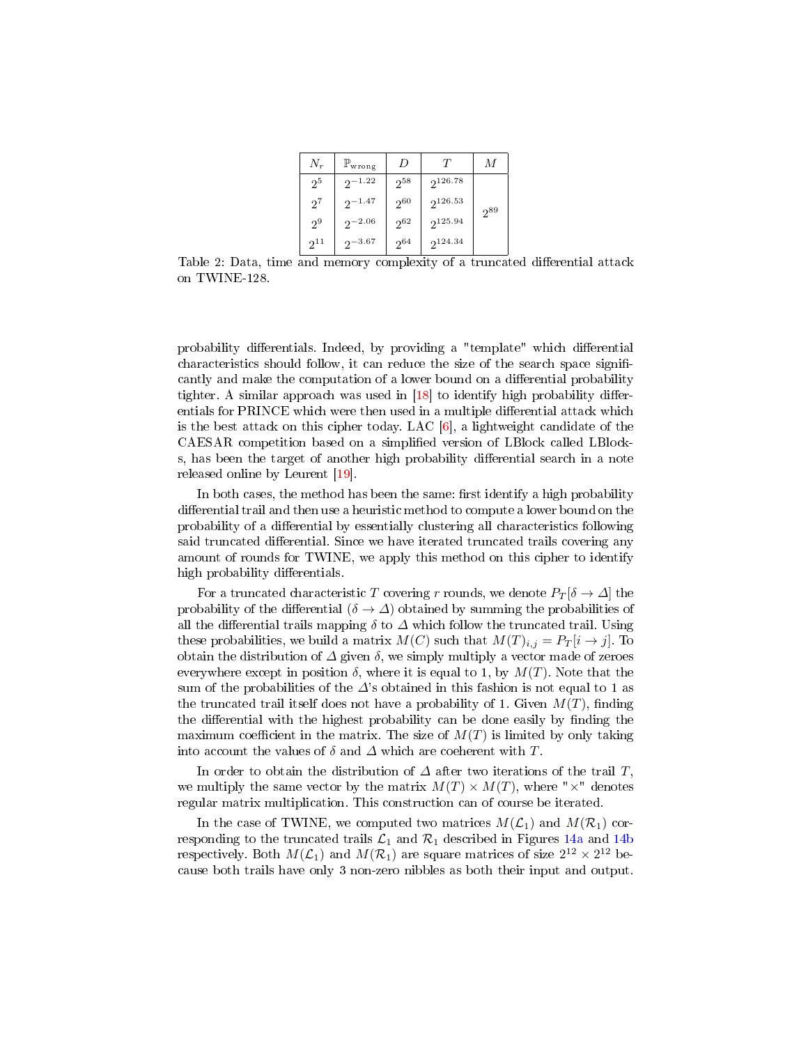| $N_r$ | $\mathbb{P}_{\text{wrong}}$ | $D$ | $T$ | $M$ |
|---|---|---|---|---|
| $2^5$ | $2^{-1.22}$ | $2^{58}$ | $2^{126.78}$ | $2^{89}$ |
| $2^7$ | $2^{-1.47}$ | $2^{60}$ | $2^{126.53}$ | |
| $2^9$ | $2^{-2.06}$ | $2^{62}$ | $2^{125.94}$ | |
| $2^{11}$ | $2^{-3.67}$ | $2^{64}$ | $2^{124.34}$ | |

Table 2: Data, time and memory complexity of a truncated differential attack on TWINE-128.

probability differentials. Indeed, by providing a "template" which differential characteristics should follow, it can reduce the size of the search space significantly and make the computation of a lower bound on a differential probability tighter. A similar approach was used in [18] to identify high probability differentials for PRINCE which were then used in a multiple differential attack which is the best attack on this cipher today. LAC [6], a lightweight candidate of the CAESAR competition based on a simplified version of LBlock called LBlock-s, has been the target of another high probability differential search in a note released online by Leurent [19].

In both cases, the method has been the same: first identify a high probability differential trail and then use a heuristic method to compute a lower bound on the probability of a differential by essentially clustering all characteristics following said truncated differential. Since we have iterated truncated trails covering any amount of rounds for TWINE, we apply this method on this cipher to identify high probability differentials.

For a truncated characteristic $T$ covering $r$ rounds, we denote $P_T[\delta \rightarrow \Delta]$ the probability of the differential $(\delta \rightarrow \Delta)$ obtained by summing the probabilities of all the differential trails mapping $\delta$ to $\Delta$ which follow the truncated trail. Using these probabilities, we build a matrix $M(C)$ such that $M(T)_{i,j} = P_T[i \rightarrow j]$. To obtain the distribution of $\Delta$ given $\delta$, we simply multiply a vector made of zeroes everywhere except in position $\delta$, where it is equal to 1, by $M(T)$. Note that the sum of the probabilities of the $\Delta$'s obtained in this fashion is not equal to 1 as the truncated trail itself does not have a probability of 1. Given $M(T)$, finding the differential with the highest probability can be done easily by finding the maximum coefficient in the matrix. The size of $M(T)$ is limited by only taking into account the values of $\delta$ and $\Delta$ which are coeherent with $T$.

In order to obtain the distribution of $\Delta$ after two iterations of the trail $T$, we multiply the same vector by the matrix $M(T) \times M(T)$, where "$\times$" denotes regular matrix multiplication. This construction can of course be iterated.

In the case of TWINE, we computed two matrices $M(\mathcal{L}_1)$ and $M(\mathcal{R}_1)$ corresponding to the truncated trails $\mathcal{L}_1$ and $\mathcal{R}_1$ described in Figures 14a and 14b respectively. Both $M(\mathcal{L}_1)$ and $M(\mathcal{R}_1)$ are square matrices of size $2^{12} \times 2^{12}$ because both trails have only 3 non-zero nibbles as both their input and output.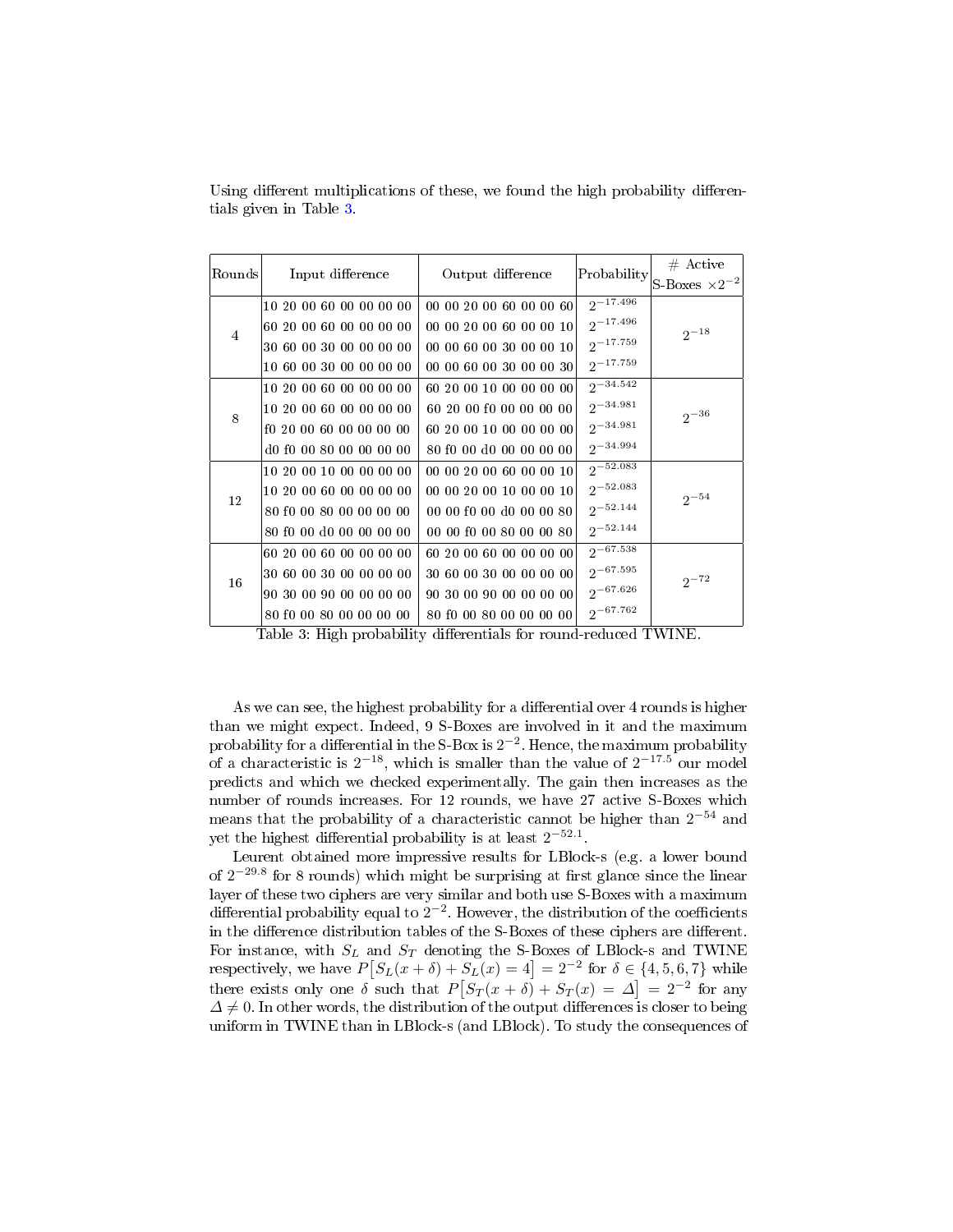Using different multiplications of these, we found the high probability differentials given in Table 3.

| Rounds | Input difference | Output difference | Probability | # Active S-Boxes $\times 2^{-2}$ |
|---|---|---|---|---|
| 4 | 10 20 00 60 00 00 00 00 | 00 00 20 00 60 00 00 60 | $2^{-17.496}$ | $2^{-18}$ |
| | 60 20 00 60 00 00 00 00 | 00 00 20 00 60 00 00 10 | $2^{-17.496}$ | |
| | 30 60 00 30 00 00 00 00 | 00 00 60 00 30 00 00 10 | $2^{-17.759}$ | |
| | 10 60 00 30 00 00 00 00 | 00 00 60 00 30 00 00 30 | $2^{-17.759}$ | |
| 8 | 10 20 00 60 00 00 00 00 | 60 20 00 10 00 00 00 00 | $2^{-34.542}$ | $2^{-36}$ |
| | 10 20 00 60 00 00 00 00 | 60 20 00 f0 00 00 00 00 | $2^{-34.981}$ | |
| | f0 20 00 60 00 00 00 00 | 60 20 00 10 00 00 00 00 | $2^{-34.981}$ | |
| | d0 f0 00 80 00 00 00 00 | 80 f0 00 d0 00 00 00 00 | $2^{-34.994}$ | |
| 12 | 10 20 00 10 00 00 00 00 | 00 00 20 00 60 00 00 10 | $2^{-52.083}$ | $2^{-54}$ |
| | 10 20 00 60 00 00 00 00 | 00 00 20 00 10 00 00 10 | $2^{-52.083}$ | |
| | 80 f0 00 80 00 00 00 00 | 00 00 f0 00 d0 00 00 80 | $2^{-52.144}$ | |
| | 80 f0 00 d0 00 00 00 00 | 00 00 f0 00 80 00 00 80 | $2^{-52.144}$ | |
| 16 | 60 20 00 60 00 00 00 00 | 60 20 00 60 00 00 00 00 | $2^{-67.538}$ | $2^{-72}$ |
| | 30 60 00 30 00 00 00 00 | 30 60 00 30 00 00 00 00 | $2^{-67.595}$ | |
| | 90 30 00 90 00 00 00 00 | 90 30 00 90 00 00 00 00 | $2^{-67.626}$ | |
| | 80 f0 00 80 00 00 00 00 | 80 f0 00 80 00 00 00 00 | $2^{-67.762}$ | |

Table 3: High probability differentials for round-reduced TWINE.

As we can see, the highest probability for a differential over 4 rounds is higher than we might expect. Indeed, 9 S-Boxes are involved in it and the maximum probability for a differential in the S-Box is $2^{-2}$. Hence, the maximum probability of a characteristic is $2^{-18}$, which is smaller than the value of $2^{-17.5}$ our model predicts and which we checked experimentally. The gain then increases as the number of rounds increases. For 12 rounds, we have 27 active S-Boxes which means that the probability of a characteristic cannot be higher than $2^{-54}$ and yet the highest differential probability is at least $2^{-52.1}$.

Leurent obtained more impressive results for LBlock-s (e.g. a lower bound of $2^{-29.8}$ for 8 rounds) which might be surprising at first glance since the linear layer of these two ciphers are very similar and both use S-Boxes with a maximum differential probability equal to $2^{-2}$. However, the distribution of the coefficients in the difference distribution tables of the S-Boxes of these ciphers are different. For instance, with $S_L$ and $S_T$ denoting the S-Boxes of LBlock-s and TWINE respectively, we have $P\big[S_L(x+\delta)+S_L(x)=4\big]=2^{-2}$ for $\delta \in \{4,5,6,7\}$ while there exists only one $\delta$ such that $P\big[S_T(x+\delta)+S_T(x)=\Delta\big]=2^{-2}$ for any $\Delta \neq 0$. In other words, the distribution of the output differences is closer to being uniform in TWINE than in LBlock-s (and LBlock). To study the consequences of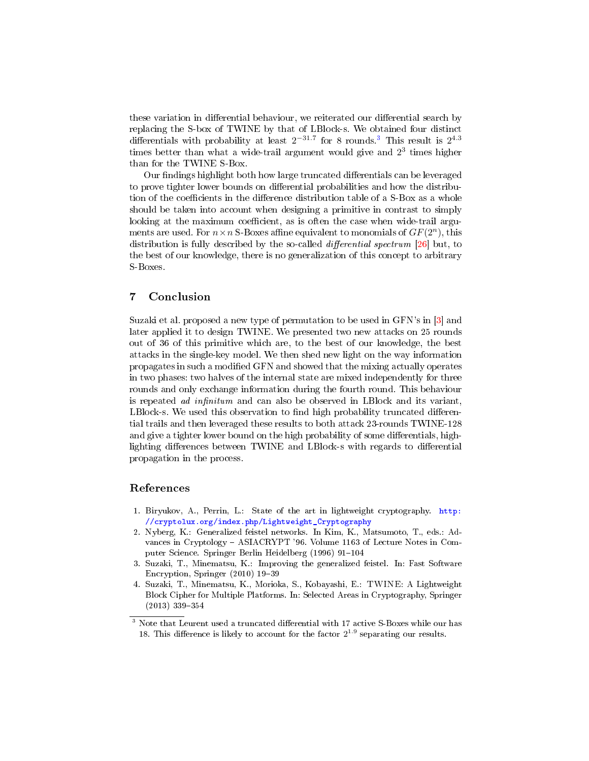these variation in differential behaviour, we reiterated our differential search by replacing the S-box of TWINE by that of LBlock-s. We obtained four distinct differentials with probability at least $2^{-31.7}$ for 8 rounds.[3] This result is $2^{4.3}$ times better than what a wide-trail argument would give and $2^3$ times higher than for the TWINE S-Box.

Our findings highlight both how large truncated differentials can be leveraged to prove tighter lower bounds on differential probabilities and how the distribution of the coefficients in the difference distribution table of a S-Box as a whole should be taken into account when designing a primitive in contrast to simply looking at the maximum coefficient, as is often the case when wide-trail arguments are used. For $n \times n$ S-Boxes affine equivalent to monomials of $GF(2^n)$, this distribution is fully described by the so-called *differential spectrum* [26] but, to the best of our knowledge, there is no generalization of this concept to arbitrary S-Boxes.

## 7 Conclusion

Suzaki et al. proposed a new type of permutation to be used in GFN's in [3] and later applied it to design TWINE. We presented two new attacks on 25 rounds out of 36 of this primitive which are, to the best of our knowledge, the best attacks in the single-key model. We then shed new light on the way information propagates in such a modified GFN and showed that the mixing actually operates in two phases: two halves of the internal state are mixed independently for three rounds and only exchange information during the fourth round. This behaviour is repeated *ad infinitum* and can also be observed in LBlock and its variant, LBlock-s. We used this observation to find high probability truncated differential trails and then leveraged these results to both attack 23-rounds TWINE-128 and give a tighter lower bound on the high probability of some differentials, highlighting differences between TWINE and LBlock-s with regards to differential propagation in the process.

## References

1. Biryukov, A., Perrin, L.: State of the art in lightweight cryptography. http://cryptolux.org/index.php/Lightweight_Cryptography
2. Nyberg, K.: Generalized feistel networks. In Kim, K., Matsumoto, T., eds.: Advances in Cryptology – ASIACRYPT '96. Volume 1163 of Lecture Notes in Computer Science. Springer Berlin Heidelberg (1996) 91–104
3. Suzaki, T., Minematsu, K.: Improving the generalized feistel. In: Fast Software Encryption, Springer (2010) 19–39
4. Suzaki, T., Minematsu, K., Morioka, S., Kobayashi, E.: TWINE: A Lightweight Block Cipher for Multiple Platforms. In: Selected Areas in Cryptography, Springer (2013) 339–354

[3] Note that Leurent used a truncated differential with 17 active S-Boxes while our has 18. This difference is likely to account for the factor $2^{1.9}$ separating our results.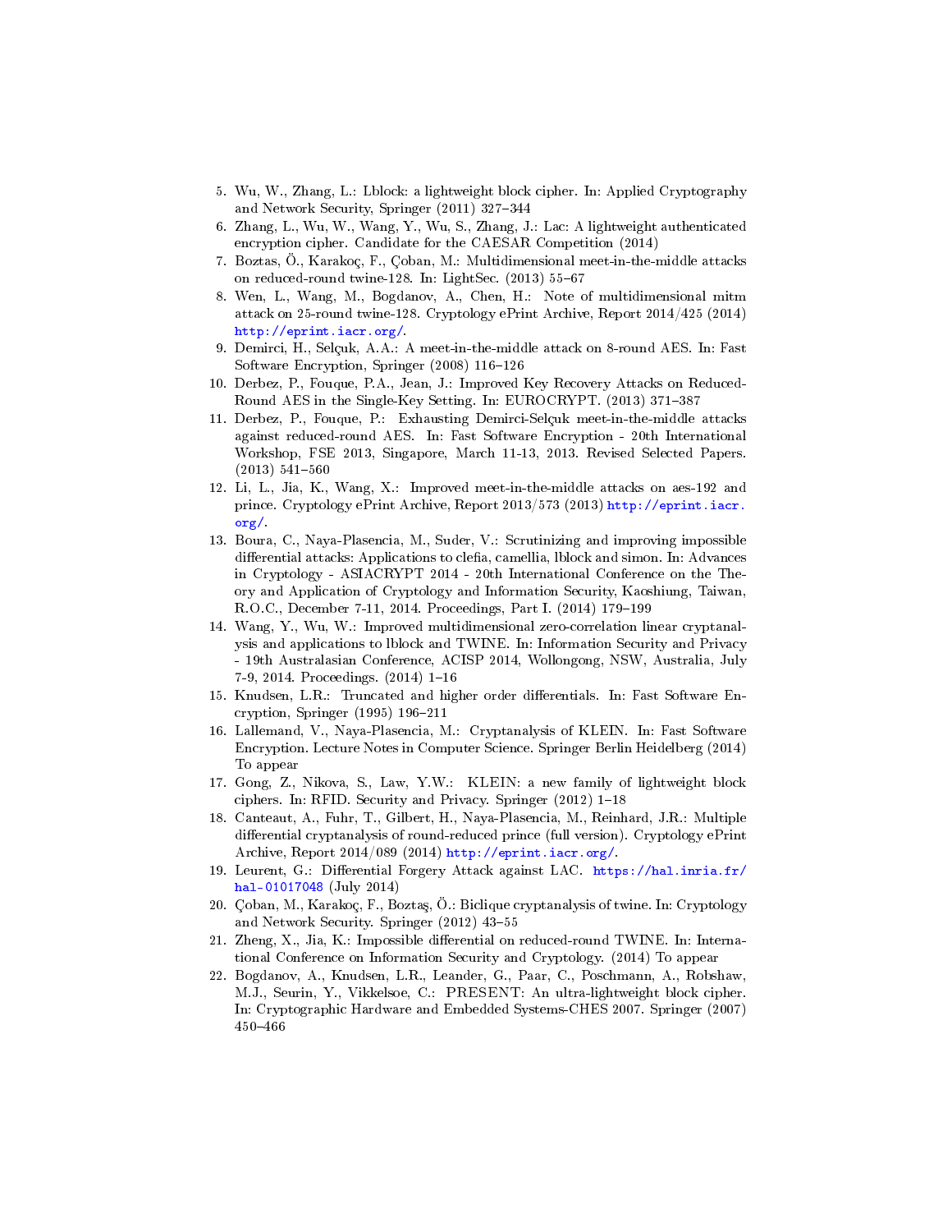5. Wu, W., Zhang, L.: Lblock: a lightweight block cipher. In: Applied Cryptography and Network Security, Springer (2011) 327–344
6. Zhang, L., Wu, W., Wang, Y., Wu, S., Zhang, J.: Lac: A lightweight authenticated encryption cipher. Candidate for the CAESAR Competition (2014)
7. Boztas, Ö., Karakoç, F., Çoban, M.: Multidimensional meet-in-the-middle attacks on reduced-round twine-128. In: LightSec. (2013) 55–67
8. Wen, L., Wang, M., Bogdanov, A., Chen, H.: Note of multidimensional mitm attack on 25-round twine-128. Cryptology ePrint Archive, Report 2014/425 (2014) http://eprint.iacr.org/.
9. Demirci, H., Selçuk, A.A.: A meet-in-the-middle attack on 8-round AES. In: Fast Software Encryption, Springer (2008) 116–126
10. Derbez, P., Fouque, P.A., Jean, J.: Improved Key Recovery Attacks on Reduced-Round AES in the Single-Key Setting. In: EUROCRYPT. (2013) 371–387
11. Derbez, P., Fouque, P.: Exhausting Demirci-Selçuk meet-in-the-middle attacks against reduced-round AES. In: Fast Software Encryption - 20th International Workshop, FSE 2013, Singapore, March 11-13, 2013. Revised Selected Papers. (2013) 541–560
12. Li, L., Jia, K., Wang, X.: Improved meet-in-the-middle attacks on aes-192 and prince. Cryptology ePrint Archive, Report 2013/573 (2013) http://eprint.iacr.org/.
13. Boura, C., Naya-Plasencia, M., Suder, V.: Scrutinizing and improving impossible differential attacks: Applications to clefia, camellia, lblock and simon. In: Advances in Cryptology - ASIACRYPT 2014 - 20th International Conference on the Theory and Application of Cryptology and Information Security, Kaoshiung, Taiwan, R.O.C., December 7-11, 2014. Proceedings, Part I. (2014) 179–199
14. Wang, Y., Wu, W.: Improved multidimensional zero-correlation linear cryptanalysis and applications to lblock and TWINE. In: Information Security and Privacy - 19th Australasian Conference, ACISP 2014, Wollongong, NSW, Australia, July 7-9, 2014. Proceedings. (2014) 1–16
15. Knudsen, L.R.: Truncated and higher order differentials. In: Fast Software Encryption, Springer (1995) 196–211
16. Lallemand, V., Naya-Plasencia, M.: Cryptanalysis of KLEIN. In: Fast Software Encryption. Lecture Notes in Computer Science. Springer Berlin Heidelberg (2014) To appear
17. Gong, Z., Nikova, S., Law, Y.W.: KLEIN: a new family of lightweight block ciphers. In: RFID. Security and Privacy. Springer (2012) 1–18
18. Canteaut, A., Fuhr, T., Gilbert, H., Naya-Plasencia, M., Reinhard, J.R.: Multiple differential cryptanalysis of round-reduced prince (full version). Cryptology ePrint Archive, Report 2014/089 (2014) http://eprint.iacr.org/.
19. Leurent, G.: Differential Forgery Attack against LAC. https://hal.inria.fr/hal-01017048 (July 2014)
20. Çoban, M., Karakoç, F., Boztaş, Ö.: Biclique cryptanalysis of twine. In: Cryptology and Network Security. Springer (2012) 43–55
21. Zheng, X., Jia, K.: Impossible differential on reduced-round TWINE. In: International Conference on Information Security and Cryptology. (2014) To appear
22. Bogdanov, A., Knudsen, L.R., Leander, G., Paar, C., Poschmann, A., Robshaw, M.J., Seurin, Y., Vikkelsoe, C.: PRESENT: An ultra-lightweight block cipher. In: Cryptographic Hardware and Embedded Systems-CHES 2007. Springer (2007) 450–466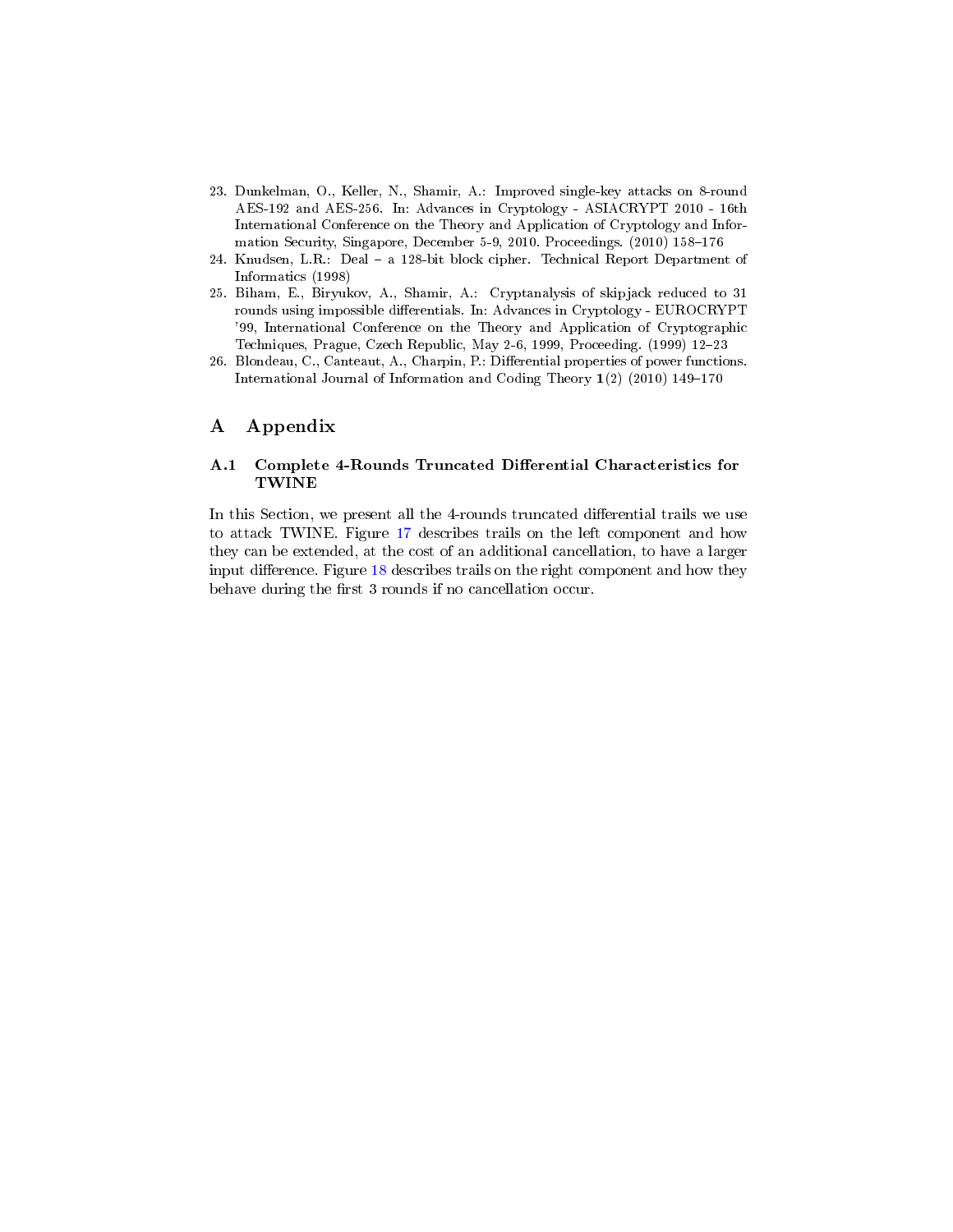23. Dunkelman, O., Keller, N., Shamir, A.: Improved single-key attacks on 8-round AES-192 and AES-256. In: Advances in Cryptology - ASIACRYPT 2010 - 16th International Conference on the Theory and Application of Cryptology and Information Security, Singapore, December 5-9, 2010. Proceedings. (2010) 158–176
24. Knudsen, L.R.: Deal – a 128-bit block cipher. Technical Report Department of Informatics (1998)
25. Biham, E., Biryukov, A., Shamir, A.: Cryptanalysis of skipjack reduced to 31 rounds using impossible differentials. In: Advances in Cryptology - EUROCRYPT '99, International Conference on the Theory and Application of Cryptographic Techniques, Prague, Czech Republic, May 2-6, 1999, Proceeding. (1999) 12–23
26. Blondeau, C., Canteaut, A., Charpin, P.: Differential properties of power functions. International Journal of Information and Coding Theory **1**(2) (2010) 149–170

# A Appendix

## A.1 Complete 4-Rounds Truncated Differential Characteristics for TWINE

In this Section, we present all the 4-rounds truncated differential trails we use to attack TWINE. Figure 17 describes trails on the left component and how they can be extended, at the cost of an additional cancellation, to have a larger input difference. Figure 18 describes trails on the right component and how they behave during the first 3 rounds if no cancellation occur.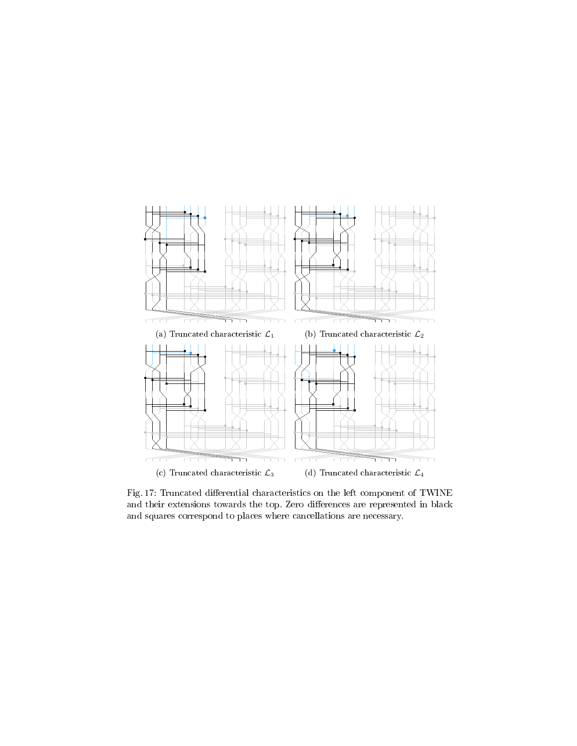(a) Truncated characteristic $\mathcal{L}_1$

(b) Truncated characteristic $\mathcal{L}_2$

(c) Truncated characteristic $\mathcal{L}_3$

(d) Truncated characteristic $\mathcal{L}_4$

Fig. 17: Truncated differential characteristics on the left component of TWINE and their extensions towards the top. Zero differences are represented in black and squares correspond to places where cancellations are necessary.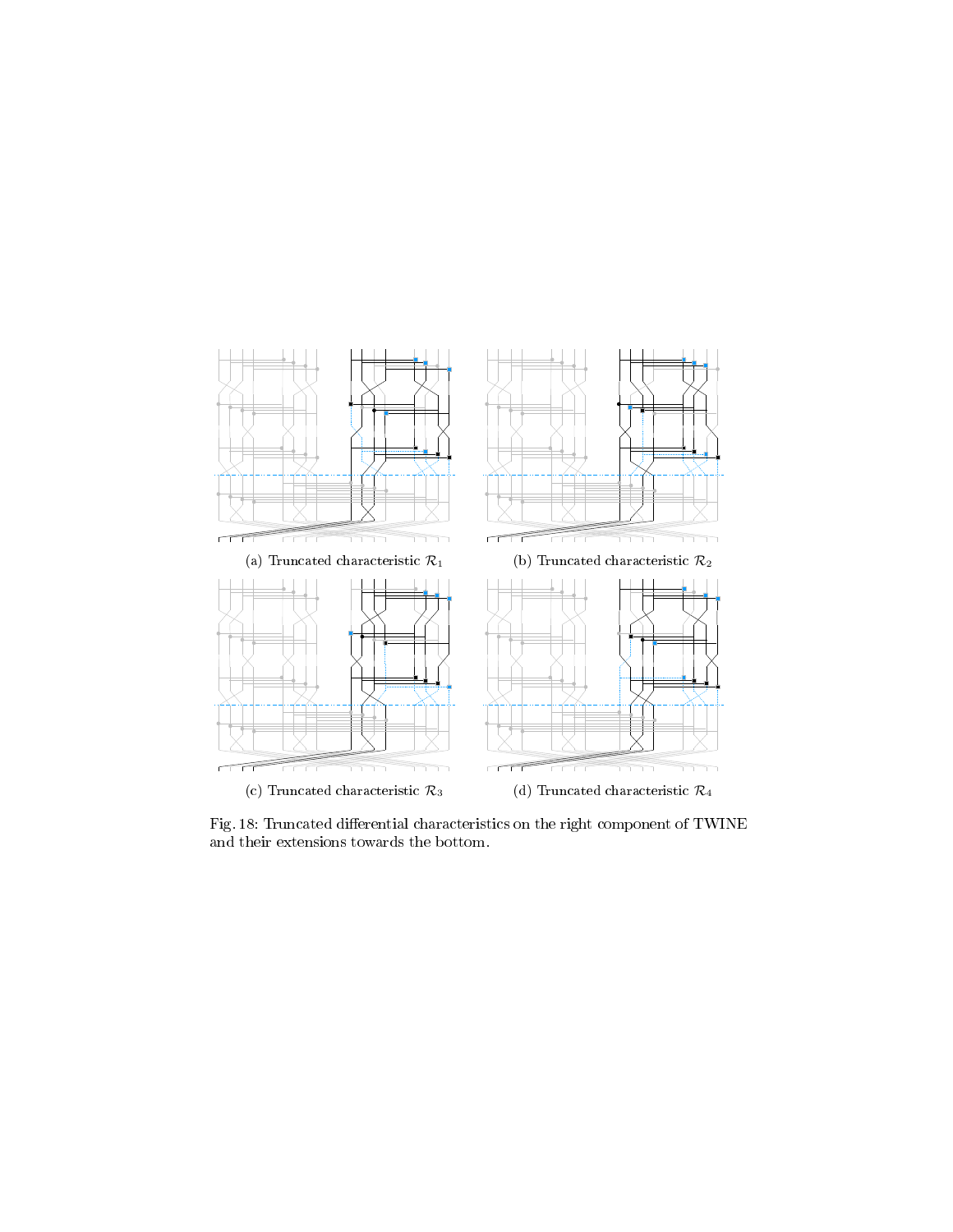(a) Truncated characteristic $\mathcal{R}_1$

(b) Truncated characteristic $\mathcal{R}_2$

(c) Truncated characteristic $\mathcal{R}_3$

(d) Truncated characteristic $\mathcal{R}_4$

Fig. 18: Truncated differential characteristics on the right component of TWINE and their extensions towards the bottom.